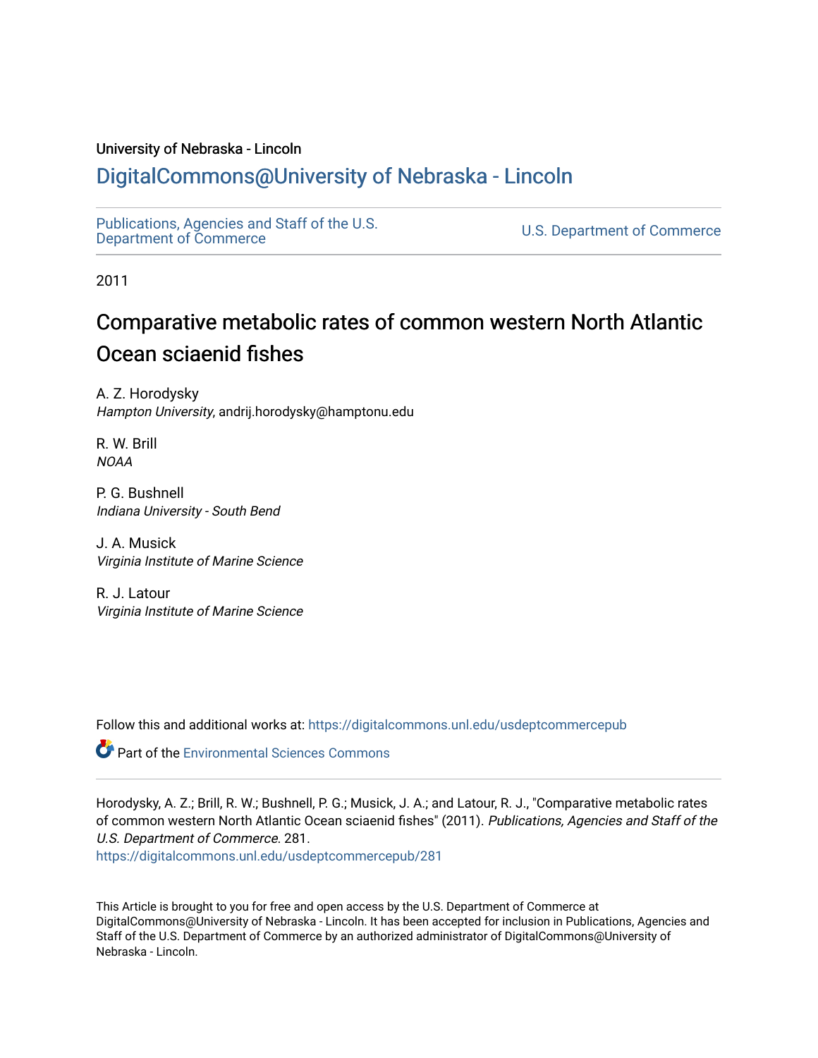University of Nebraska - Lincoln

# DigitalCommons@University of Nebraska - Lincoln

Publications, Agencies and Staff of the U.S. Department of Commerce

U.S. Department of Commerce

2011

# Comparative metabolic rates of common western North Atlantic Ocean sciaenid fishes

A. Z. Horodysky
*Hampton University*, andrij.horodysky@hamptonu.edu

R. W. Brill
*NOAA*

P. G. Bushnell
*Indiana University - South Bend*

J. A. Musick
*Virginia Institute of Marine Science*

R. J. Latour
*Virginia Institute of Marine Science*

Follow this and additional works at: https://digitalcommons.unl.edu/usdeptcommercepub

Part of the Environmental Sciences Commons

Horodysky, A. Z.; Brill, R. W.; Bushnell, P. G.; Musick, J. A.; and Latour, R. J., "Comparative metabolic rates of common western North Atlantic Ocean sciaenid fishes" (2011). *Publications, Agencies and Staff of the U.S. Department of Commerce*. 281.
https://digitalcommons.unl.edu/usdeptcommercepub/281

This Article is brought to you for free and open access by the U.S. Department of Commerce at DigitalCommons@University of Nebraska - Lincoln. It has been accepted for inclusion in Publications, Agencies and Staff of the U.S. Department of Commerce by an authorized administrator of DigitalCommons@University of Nebraska - Lincoln.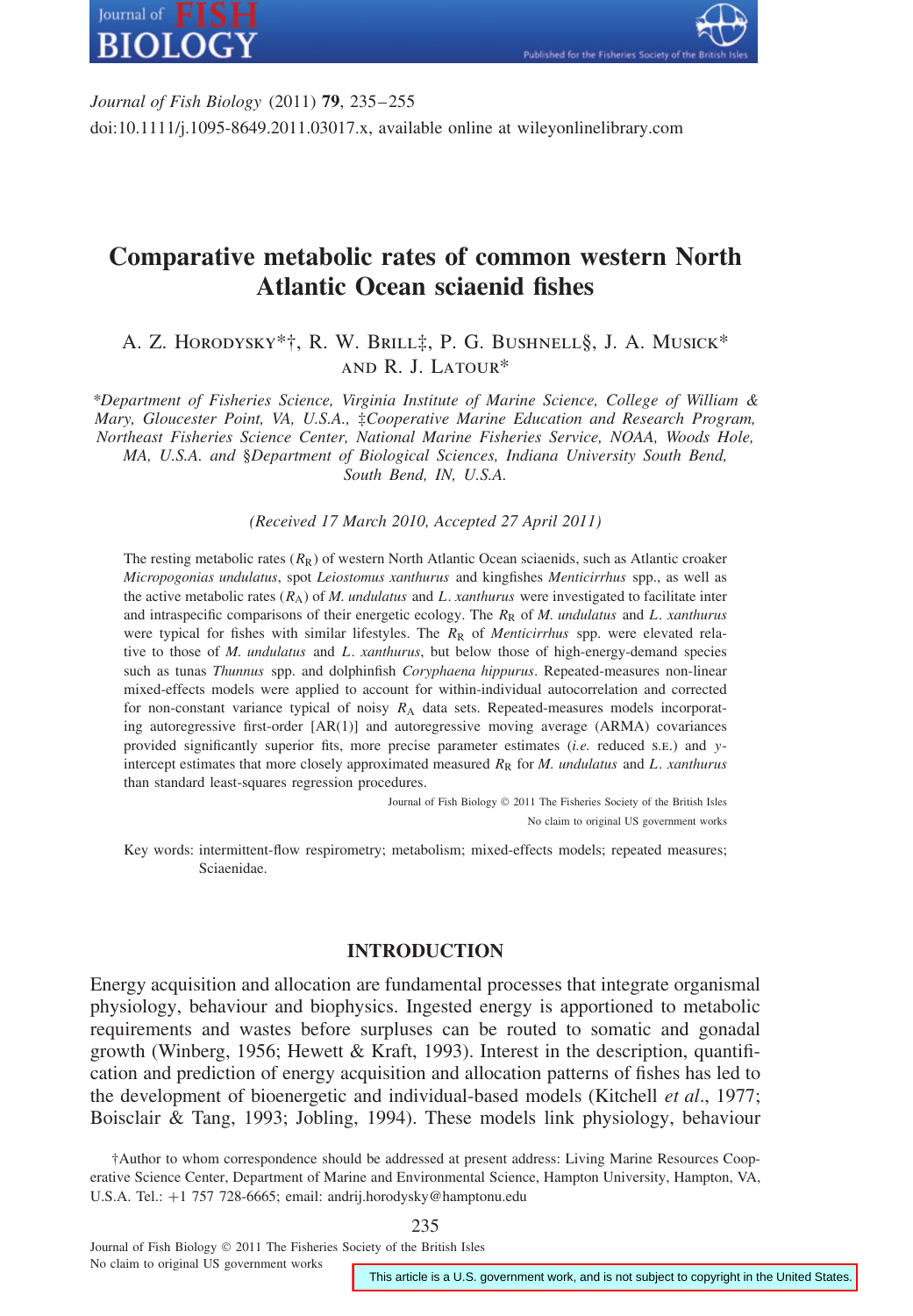# Comparative metabolic rates of common western North Atlantic Ocean sciaenid fishes

A. Z. HORODYSKY*†, R. W. BRILL‡, P. G. BUSHNELL§, J. A. MUSICK* AND R. J. LATOUR*

*\*Department of Fisheries Science, Virginia Institute of Marine Science, College of William & Mary, Gloucester Point, VA, U.S.A., ‡Cooperative Marine Education and Research Program, Northeast Fisheries Science Center, National Marine Fisheries Service, NOAA, Woods Hole, MA, U.S.A. and §Department of Biological Sciences, Indiana University South Bend, South Bend, IN, U.S.A.*

*(Received 17 March 2010, Accepted 27 April 2011)*

The resting metabolic rates ($R_R$) of western North Atlantic Ocean sciaenids, such as Atlantic croaker *Micropogonias undulatus*, spot *Leiostomus xanthurus* and kingfishes *Menticirrhus* spp., as well as the active metabolic rates ($R_A$) of *M. undulatus* and *L. xanthurus* were investigated to facilitate inter and intraspecific comparisons of their energetic ecology. The $R_R$ of *M. undulatus* and *L. xanthurus* were typical for fishes with similar lifestyles. The $R_R$ of *Menticirrhus* spp. were elevated relative to those of *M. undulatus* and *L. xanthurus*, but below those of high-energy-demand species such as tunas *Thunnus* spp. and dolphinfish *Coryphaena hippurus*. Repeated-measures non-linear mixed-effects models were applied to account for within-individual autocorrelation and corrected for non-constant variance typical of noisy $R_A$ data sets. Repeated-measures models incorporating autoregressive first-order [AR(1)] and autoregressive moving average (ARMA) covariances provided significantly superior fits, more precise parameter estimates (*i.e.* reduced S.E.) and *y*-intercept estimates that more closely approximated measured $R_R$ for *M. undulatus* and *L. xanthurus* than standard least-squares regression procedures.

Journal of Fish Biology © 2011 The Fisheries Society of the British Isles
No claim to original US government works

Key words: intermittent-flow respirometry; metabolism; mixed-effects models; repeated measures; Sciaenidae.

## INTRODUCTION

Energy acquisition and allocation are fundamental processes that integrate organismal physiology, behaviour and biophysics. Ingested energy is apportioned to metabolic requirements and wastes before surpluses can be routed to somatic and gonadal growth (Winberg, 1956; Hewett & Kraft, 1993). Interest in the description, quantification and prediction of energy acquisition and allocation patterns of fishes has led to the development of bioenergetic and individual-based models (Kitchell *et al*., 1977; Boisclair & Tang, 1993; Jobling, 1994). These models link physiology, behaviour

†Author to whom correspondence should be addressed at present address: Living Marine Resources Cooperative Science Center, Department of Marine and Environmental Science, Hampton University, Hampton, VA, U.S.A. Tel.: +1 757 728-6665; email: andrij.horodysky@hamptonu.edu

This article is a U.S. government work, and is not subject to copyright in the United States.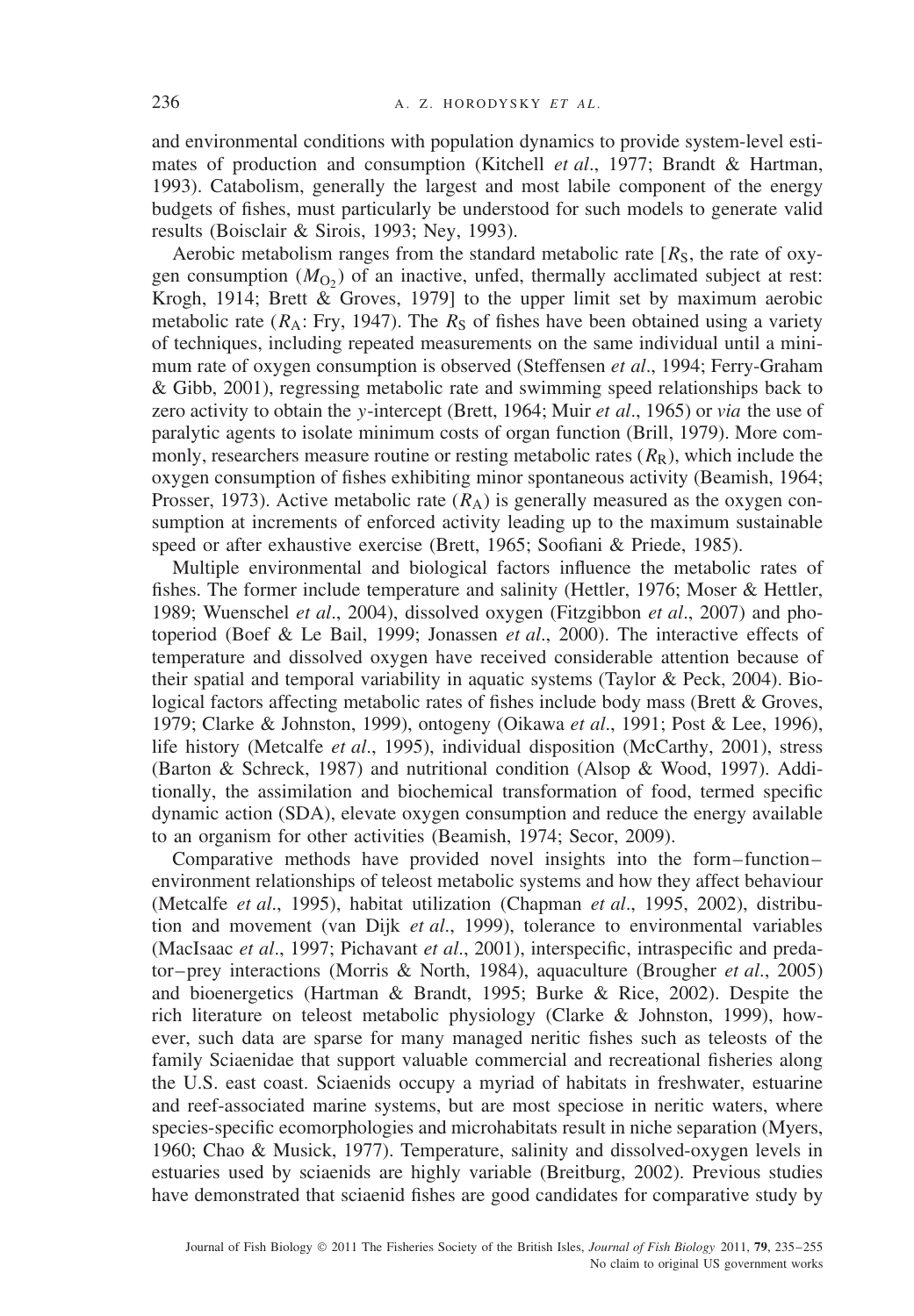and environmental conditions with population dynamics to provide system-level estimates of production and consumption (Kitchell *et al*., 1977; Brandt & Hartman, 1993). Catabolism, generally the largest and most labile component of the energy budgets of fishes, must particularly be understood for such models to generate valid results (Boisclair & Sirois, 1993; Ney, 1993).

Aerobic metabolism ranges from the standard metabolic rate [$R_S$, the rate of oxygen consumption ($M_{O_2}$) of an inactive, unfed, thermally acclimated subject at rest: Krogh, 1914; Brett & Groves, 1979] to the upper limit set by maximum aerobic metabolic rate ($R_A$: Fry, 1947). The $R_S$ of fishes have been obtained using a variety of techniques, including repeated measurements on the same individual until a minimum rate of oxygen consumption is observed (Steffensen *et al*., 1994; Ferry-Graham & Gibb, 2001), regressing metabolic rate and swimming speed relationships back to zero activity to obtain the $y$-intercept (Brett, 1964; Muir *et al*., 1965) or *via* the use of paralytic agents to isolate minimum costs of organ function (Brill, 1979). More commonly, researchers measure routine or resting metabolic rates ($R_R$), which include the oxygen consumption of fishes exhibiting minor spontaneous activity (Beamish, 1964; Prosser, 1973). Active metabolic rate ($R_A$) is generally measured as the oxygen consumption at increments of enforced activity leading up to the maximum sustainable speed or after exhaustive exercise (Brett, 1965; Soofiani & Priede, 1985).

Multiple environmental and biological factors influence the metabolic rates of fishes. The former include temperature and salinity (Hettler, 1976; Moser & Hettler, 1989; Wuenschel *et al*., 2004), dissolved oxygen (Fitzgibbon *et al*., 2007) and photoperiod (Boef & Le Bail, 1999; Jonassen *et al*., 2000). The interactive effects of temperature and dissolved oxygen have received considerable attention because of their spatial and temporal variability in aquatic systems (Taylor & Peck, 2004). Biological factors affecting metabolic rates of fishes include body mass (Brett & Groves, 1979; Clarke & Johnston, 1999), ontogeny (Oikawa *et al*., 1991; Post & Lee, 1996), life history (Metcalfe *et al*., 1995), individual disposition (McCarthy, 2001), stress (Barton & Schreck, 1987) and nutritional condition (Alsop & Wood, 1997). Additionally, the assimilation and biochemical transformation of food, termed specific dynamic action (SDA), elevate oxygen consumption and reduce the energy available to an organism for other activities (Beamish, 1974; Secor, 2009).

Comparative methods have provided novel insights into the form–function–environment relationships of teleost metabolic systems and how they affect behaviour (Metcalfe *et al*., 1995), habitat utilization (Chapman *et al*., 1995, 2002), distribution and movement (van Dijk *et al*., 1999), tolerance to environmental variables (MacIsaac *et al*., 1997; Pichavant *et al*., 2001), interspecific, intraspecific and predator–prey interactions (Morris & North, 1984), aquaculture (Brougher *et al*., 2005) and bioenergetics (Hartman & Brandt, 1995; Burke & Rice, 2002). Despite the rich literature on teleost metabolic physiology (Clarke & Johnston, 1999), however, such data are sparse for many managed neritic fishes such as teleosts of the family Sciaenidae that support valuable commercial and recreational fisheries along the U.S. east coast. Sciaenids occupy a myriad of habitats in freshwater, estuarine and reef-associated marine systems, but are most speciose in neritic waters, where species-specific ecomorphologies and microhabitats result in niche separation (Myers, 1960; Chao & Musick, 1977). Temperature, salinity and dissolved-oxygen levels in estuaries used by sciaenids are highly variable (Breitburg, 2002). Previous studies have demonstrated that sciaenid fishes are good candidates for comparative study by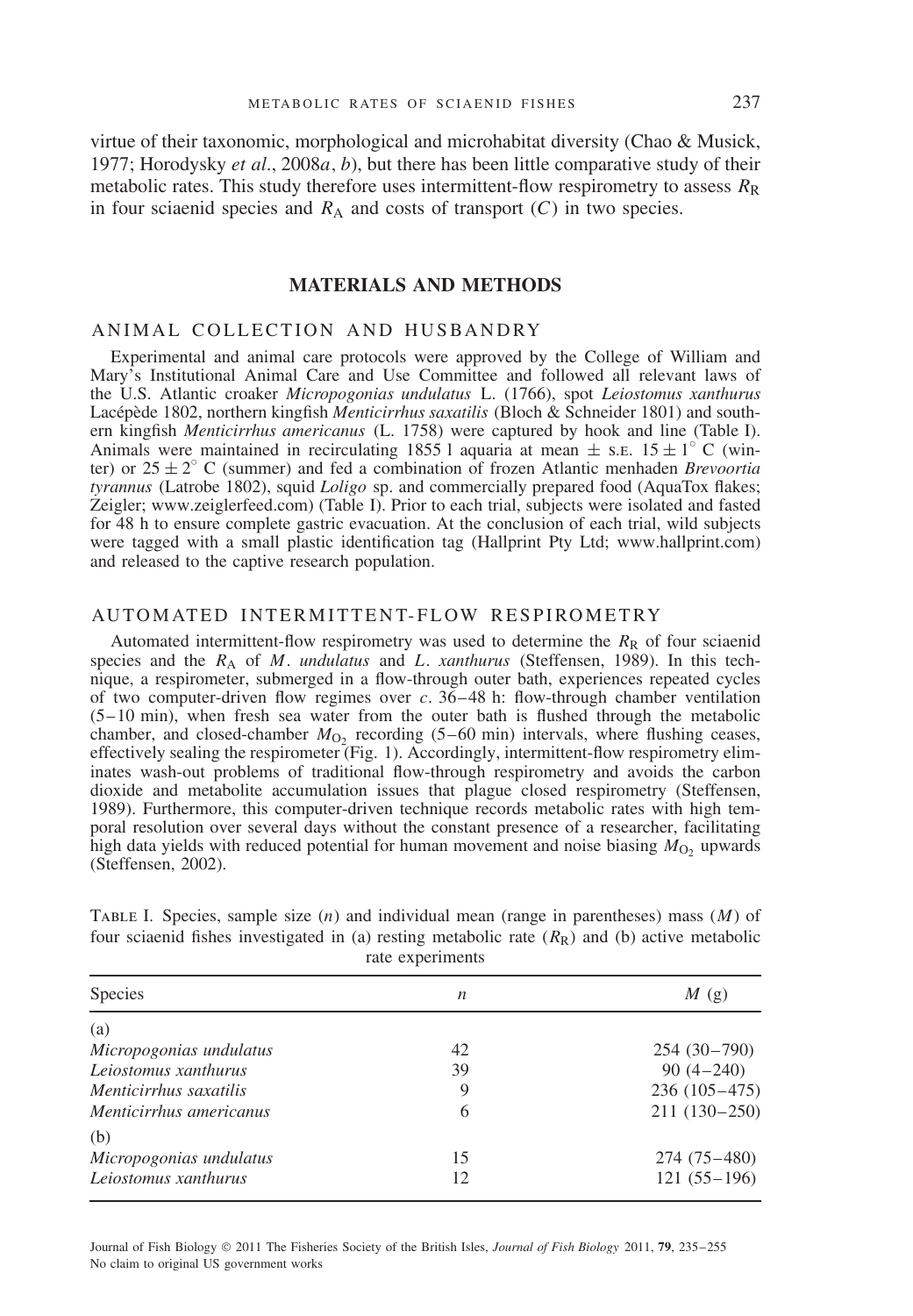virtue of their taxonomic, morphological and microhabitat diversity (Chao & Musick, 1977; Horodysky *et al*., 2008*a*, *b*), but there has been little comparative study of their metabolic rates. This study therefore uses intermittent-flow respirometry to assess $R_R$ in four sciaenid species and $R_A$ and costs of transport ($C$) in two species.

## MATERIALS AND METHODS

### ANIMAL COLLECTION AND HUSBANDRY

Experimental and animal care protocols were approved by the College of William and Mary's Institutional Animal Care and Use Committee and followed all relevant laws of the U.S. Atlantic croaker *Micropogonias undulatus* L. (1766), spot *Leiostomus xanthurus* Lacépède 1802, northern kingfish *Menticirrhus saxatilis* (Bloch & Schneider 1801) and southern kingfish *Menticirrhus americanus* (L. 1758) were captured by hook and line (Table I). Animals were maintained in recirculating 1855 l aquaria at mean ± s.e. $15 \pm 1^\circ$ C (winter) or $25 \pm 2^\circ$ C (summer) and fed a combination of frozen Atlantic menhaden *Brevoortia tyrannus* (Latrobe 1802), squid *Loligo* sp. and commercially prepared food (AquaTox flakes; Zeigler; www.zeiglerfeed.com) (Table I). Prior to each trial, subjects were isolated and fasted for 48 h to ensure complete gastric evacuation. At the conclusion of each trial, wild subjects were tagged with a small plastic identification tag (Hallprint Pty Ltd; www.hallprint.com) and released to the captive research population.

### AUTOMATED INTERMITTENT-FLOW RESPIROMETRY

Automated intermittent-flow respirometry was used to determine the $R_R$ of four sciaenid species and the $R_A$ of *M. undulatus* and *L. xanthurus* (Steffensen, 1989). In this technique, a respirometer, submerged in a flow-through outer bath, experiences repeated cycles of two computer-driven flow regimes over *c*. 36–48 h: flow-through chamber ventilation (5–10 min), when fresh sea water from the outer bath is flushed through the metabolic chamber, and closed-chamber $M_{O_2}$ recording (5–60 min) intervals, where flushing ceases, effectively sealing the respirometer (Fig. 1). Accordingly, intermittent-flow respirometry eliminates wash-out problems of traditional flow-through respirometry and avoids the carbon dioxide and metabolite accumulation issues that plague closed respirometry (Steffensen, 1989). Furthermore, this computer-driven technique records metabolic rates with high temporal resolution over several days without the constant presence of a researcher, facilitating high data yields with reduced potential for human movement and noise biasing $M_{O_2}$ upwards (Steffensen, 2002).

Table I. Species, sample size ($n$) and individual mean (range in parentheses) mass ($M$) of four sciaenid fishes investigated in (a) resting metabolic rate ($R_R$) and (b) active metabolic rate experiments

| Species | $n$ | $M$ (g) |
|---|---|---|
| (a) | | |
| *Micropogonias undulatus* | 42 | 254 (30–790) |
| *Leiostomus xanthurus* | 39 | 90 (4–240) |
| *Menticirrhus saxatilis* | 9 | 236 (105–475) |
| *Menticirrhus americanus* | 6 | 211 (130–250) |
| (b) | | |
| *Micropogonias undulatus* | 15 | 274 (75–480) |
| *Leiostomus xanthurus* | 12 | 121 (55–196) |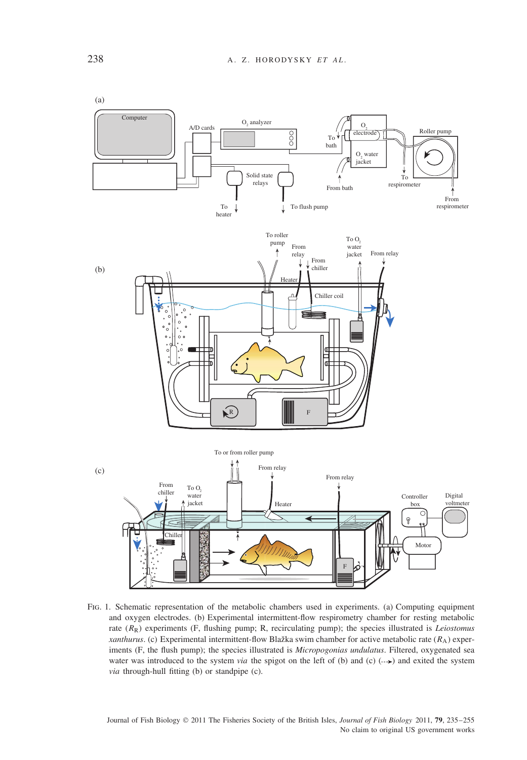(a)

Computer

A/D cards

$O_2$ analyzer

To bath

$O_2$ electrode

$O_2$ water jacket

Roller pump

Solid state relays

From bath

To respirometer

From respirometer

To heater

To flush pump

(b)

To roller pump

From relay

From chiller

To $O_2$ water jacket

From relay

Heater

Chiller coil

R

F

(c)

To or from roller pump

From relay

From relay

From chiller

To $O_2$ water jacket

Heater

Controller box

Digital voltmeter

Chiller

Motor

F

Fig. 1. Schematic representation of the metabolic chambers used in experiments. (a) Computing equipment and oxygen electrodes. (b) Experimental intermittent-flow respirometry chamber for resting metabolic rate ($R_R$) experiments (F, flushing pump; R, recirculating pump); the species illustrated is *Leiostomus xanthurus*. (c) Experimental intermittent-flow Blažka swim chamber for active metabolic rate ($R_A$) experiments (F, the flush pump); the species illustrated is *Micropogonias undulatus*. Filtered, oxygenated sea water was introduced to the system *via* the spigot on the left of (b) and (c) (- - ➔) and exited the system *via* through-hull fitting (b) or standpipe (c).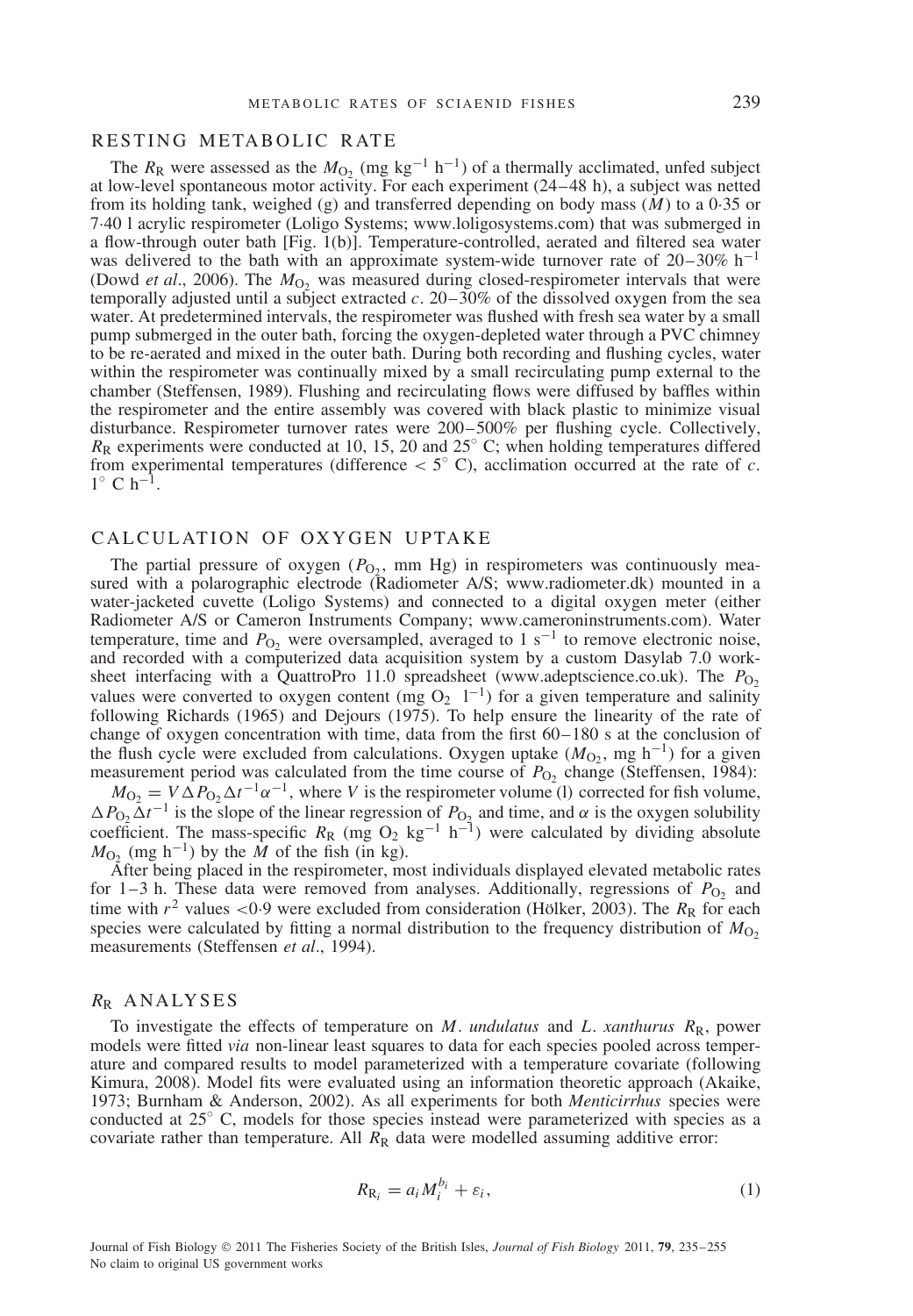## RESTING METABOLIC RATE

The $R_R$ were assessed as the $M_{O_2}$ (mg kg$^{-1}$ h$^{-1}$) of a thermally acclimated, unfed subject at low-level spontaneous motor activity. For each experiment (24–48 h), a subject was netted from its holding tank, weighed (g) and transferred depending on body mass ($M$) to a 0·35 or 7·40 l acrylic respirometer (Loligo Systems; www.loligosystems.com) that was submerged in a flow-through outer bath [Fig. 1(b)]. Temperature-controlled, aerated and filtered sea water was delivered to the bath with an approximate system-wide turnover rate of 20–30% h$^{-1}$ (Dowd *et al*., 2006). The $M_{O_2}$ was measured during closed-respirometer intervals that were temporally adjusted until a subject extracted *c*. 20–30% of the dissolved oxygen from the sea water. At predetermined intervals, the respirometer was flushed with fresh sea water by a small pump submerged in the outer bath, forcing the oxygen-depleted water through a PVC chimney to be re-aerated and mixed in the outer bath. During both recording and flushing cycles, water within the respirometer was continually mixed by a small recirculating pump external to the chamber (Steffensen, 1989). Flushing and recirculating flows were diffused by baffles within the respirometer and the entire assembly was covered with black plastic to minimize visual disturbance. Respirometer turnover rates were 200–500% per flushing cycle. Collectively, $R_R$ experiments were conducted at 10, 15, 20 and 25° C; when holding temperatures differed from experimental temperatures (difference < 5° C), acclimation occurred at the rate of *c*. 1° C h$^{-1}$.

## CALCULATION OF OXYGEN UPTAKE

The partial pressure of oxygen ($P_{O_2}$, mm Hg) in respirometers was continuously measured with a polarographic electrode (Radiometer A/S; www.radiometer.dk) mounted in a water-jacketed cuvette (Loligo Systems) and connected to a digital oxygen meter (either Radiometer A/S or Cameron Instruments Company; www.cameroninstruments.com). Water temperature, time and $P_{O_2}$ were oversampled, averaged to 1 s$^{-1}$ to remove electronic noise, and recorded with a computerized data acquisition system by a custom Dasylab 7.0 worksheet interfacing with a QuattroPro 11.0 spreadsheet (www.adeptscience.co.uk). The $P_{O_2}$ values were converted to oxygen content (mg $O_2$ l$^{-1}$) for a given temperature and salinity following Richards (1965) and Dejours (1975). To help ensure the linearity of the rate of change of oxygen concentration with time, data from the first 60–180 s at the conclusion of the flush cycle were excluded from calculations. Oxygen uptake ($M_{O_2}$, mg h$^{-1}$) for a given measurement period was calculated from the time course of $P_{O_2}$ change (Steffensen, 1984): $M_{O_2} = V \Delta P_{O_2} \Delta t^{-1} \alpha^{-1}$, where $V$ is the respirometer volume (l) corrected for fish volume, $\Delta P_{O_2} \Delta t^{-1}$ is the slope of the linear regression of $P_{O_2}$ and time, and $\alpha$ is the oxygen solubility coefficient. The mass-specific $R_R$ (mg $O_2$ kg$^{-1}$ h$^{-1}$) were calculated by dividing absolute $M_{O_2}$ (mg h$^{-1}$) by the $M$ of the fish (in kg).

After being placed in the respirometer, most individuals displayed elevated metabolic rates for 1–3 h. These data were removed from analyses. Additionally, regressions of $P_{O_2}$ and time with $r^2$ values <0·9 were excluded from consideration (Hölker, 2003). The $R_R$ for each species were calculated by fitting a normal distribution to the frequency distribution of $M_{O_2}$ measurements (Steffensen *et al*., 1994).

## $R_R$ ANALYSES

To investigate the effects of temperature on *M*. *undulatus* and *L*. *xanthurus* $R_R$, power models were fitted *via* non-linear least squares to data for each species pooled across temperature and compared results to model parameterized with a temperature covariate (following Kimura, 2008). Model fits were evaluated using an information theoretic approach (Akaike, 1973; Burnham & Anderson, 2002). As all experiments for both *Menticirrhus* species were conducted at 25° C, models for those species instead were parameterized with species as a covariate rather than temperature. All $R_R$ data were modelled assuming additive error:

$$R_{R_i} = a_i M_i^{b_i} + \varepsilon_i, \tag{1}$$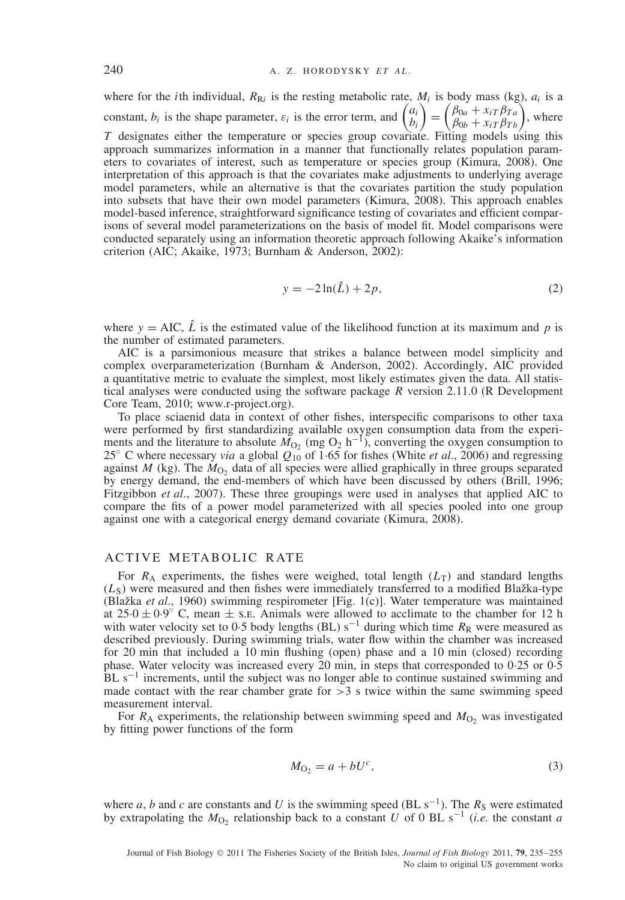where for the $i$th individual, $R_{Ri}$ is the resting metabolic rate, $M_i$ is body mass (kg), $a_i$ is a constant, $b_i$ is the shape parameter, $\varepsilon_i$ is the error term, and $\begin{pmatrix} a_i \\ b_i \end{pmatrix} = \begin{pmatrix} \beta_{0a} + x_{iT}\beta_{Ta} \\ \beta_{0b} + x_{iT}\beta_{Tb} \end{pmatrix}$, where $T$ designates either the temperature or species group covariate. Fitting models using this approach summarizes information in a manner that functionally relates population parameters to covariates of interest, such as temperature or species group (Kimura, 2008). One interpretation of this approach is that the covariates make adjustments to underlying average model parameters, while an alternative is that the covariates partition the study population into subsets that have their own model parameters (Kimura, 2008). This approach enables model-based inference, straightforward significance testing of covariates and efficient comparisons of several model parameterizations on the basis of model fit. Model comparisons were conducted separately using an information theoretic approach following Akaike's information criterion (AIC; Akaike, 1973; Burnham & Anderson, 2002):

$$y = -2\ln(\hat{L}) + 2p, \tag{2}$$

where $y =$ AIC, $\hat{L}$ is the estimated value of the likelihood function at its maximum and $p$ is the number of estimated parameters.

AIC is a parsimonious measure that strikes a balance between model simplicity and complex overparameterization (Burnham & Anderson, 2002). Accordingly, AIC provided a quantitative metric to evaluate the simplest, most likely estimates given the data. All statistical analyses were conducted using the software package *R* version 2.11.0 (R Development Core Team, 2010; www.r-project.org).

To place sciaenid data in context of other fishes, interspecific comparisons to other taxa were performed by first standardizing available oxygen consumption data from the experiments and the literature to absolute $M_{O_2}$ (mg $O_2$ $h^{-1}$), converting the oxygen consumption to 25° C where necessary *via* a global $Q_{10}$ of 1·65 for fishes (White *et al*., 2006) and regressing against $M$ (kg). The $M_{O_2}$ data of all species were allied graphically in three groups separated by energy demand, the end-members of which have been discussed by others (Brill, 1996; Fitzgibbon *et al*., 2007). These three groupings were used in analyses that applied AIC to compare the fits of a power model parameterized with all species pooled into one group against one with a categorical energy demand covariate (Kimura, 2008).

## ACTIVE METABOLIC RATE

For $R_A$ experiments, the fishes were weighed, total length ($L_T$) and standard lengths ($L_S$) were measured and then fishes were immediately transferred to a modified Blažka-type (Blažka *et al*., 1960) swimming respirometer [Fig. 1(c)]. Water temperature was maintained at 25·0 ± 0·9° C, mean ± s.e. Animals were allowed to acclimate to the chamber for 12 h with water velocity set to 0·5 body lengths (BL) $s^{-1}$ during which time $R_R$ were measured as described previously. During swimming trials, water flow within the chamber was increased for 20 min that included a 10 min flushing (open) phase and a 10 min (closed) recording phase. Water velocity was increased every 20 min, in steps that corresponded to 0·25 or 0·5 BL $s^{-1}$ increments, until the subject was no longer able to continue sustained swimming and made contact with the rear chamber grate for >3 s twice within the same swimming speed measurement interval.

For $R_A$ experiments, the relationship between swimming speed and $M_{O_2}$ was investigated by fitting power functions of the form

$$M_{O_2} = a + bU^c, \tag{3}$$

where $a$, $b$ and $c$ are constants and $U$ is the swimming speed (BL $s^{-1}$). The $R_S$ were estimated by extrapolating the $M_{O_2}$ relationship back to a constant $U$ of 0 BL $s^{-1}$ (*i.e.* the constant $a$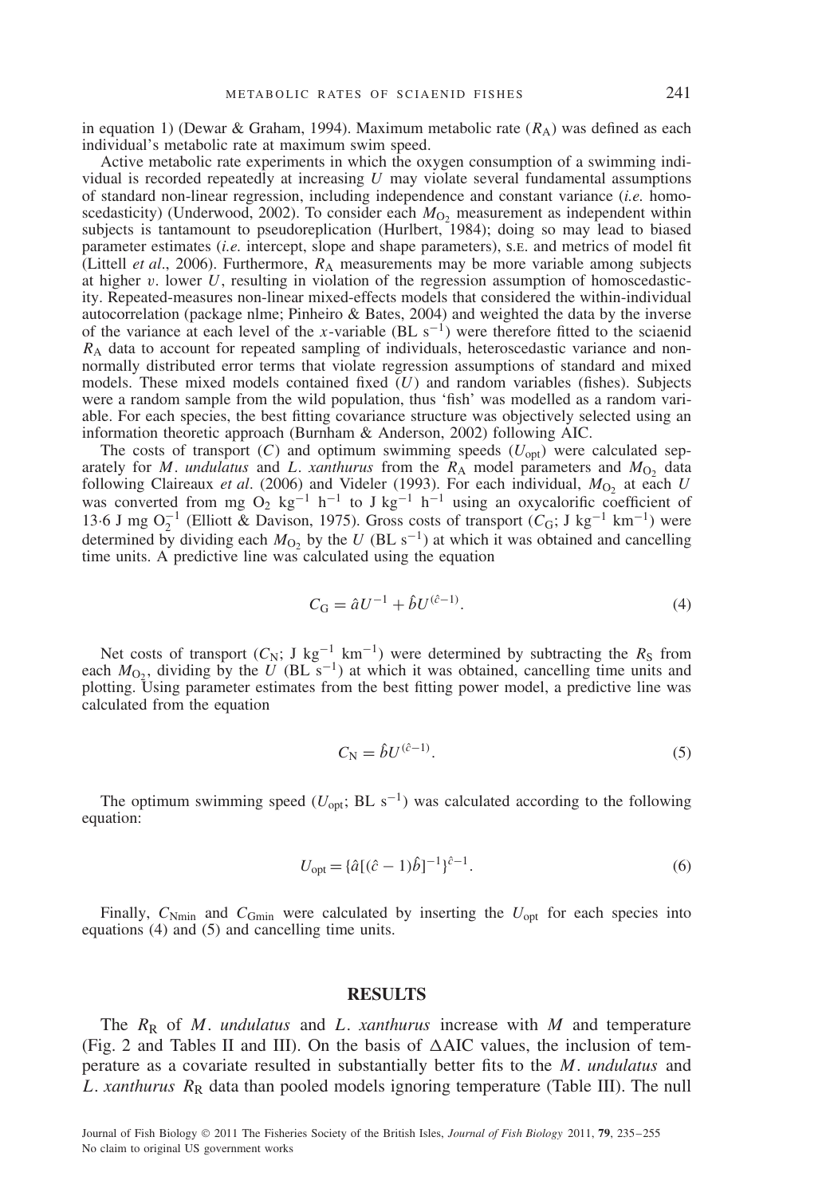in equation 1) (Dewar & Graham, 1994). Maximum metabolic rate ($R_A$) was defined as each individual's metabolic rate at maximum swim speed.

Active metabolic rate experiments in which the oxygen consumption of a swimming individual is recorded repeatedly at increasing $U$ may violate several fundamental assumptions of standard non-linear regression, including independence and constant variance (*i.e.* homoscedasticity) (Underwood, 2002). To consider each $M_{O_2}$ measurement as independent within subjects is tantamount to pseudoreplication (Hurlbert, 1984); doing so may lead to biased parameter estimates (*i.e.* intercept, slope and shape parameters), S.E. and metrics of model fit (Littell *et al*., 2006). Furthermore, $R_A$ measurements may be more variable among subjects at higher *v*. lower $U$, resulting in violation of the regression assumption of homoscedasticity. Repeated-measures non-linear mixed-effects models that considered the within-individual autocorrelation (package nlme; Pinheiro & Bates, 2004) and weighted the data by the inverse of the variance at each level of the *x*-variable (BL $s^{-1}$) were therefore fitted to the sciaenid $R_A$ data to account for repeated sampling of individuals, heteroscedastic variance and non-normally distributed error terms that violate regression assumptions of standard and mixed models. These mixed models contained fixed ($U$) and random variables (fishes). Subjects were a random sample from the wild population, thus 'fish' was modelled as a random variable. For each species, the best fitting covariance structure was objectively selected using an information theoretic approach (Burnham & Anderson, 2002) following AIC.

The costs of transport ($C$) and optimum swimming speeds ($U_{opt}$) were calculated separately for *M. undulatus* and *L. xanthurus* from the $R_A$ model parameters and $M_{O_2}$ data following Claireaux *et al*. (2006) and Videler (1993). For each individual, $M_{O_2}$ at each $U$ was converted from mg $O_2$ kg$^{-1}$ h$^{-1}$ to J kg$^{-1}$ h$^{-1}$ using an oxycalorific coefficient of 13·6 J mg $O_2^{-1}$ (Elliott & Davison, 1975). Gross costs of transport ($C_G$; J kg$^{-1}$ km$^{-1}$) were determined by dividing each $M_{O_2}$ by the $U$ (BL $s^{-1}$) at which it was obtained and cancelling time units. A predictive line was calculated using the equation

$$C_G = \hat{a}U^{-1} + \hat{b}U^{(\hat{c}-1)}. \tag{4}$$

Net costs of transport ($C_N$; J kg$^{-1}$ km$^{-1}$) were determined by subtracting the $R_S$ from each $M_{O_2}$, dividing by the $U$ (BL $s^{-1}$) at which it was obtained, cancelling time units and plotting. Using parameter estimates from the best fitting power model, a predictive line was calculated from the equation

$$C_N = \hat{b}U^{(\hat{c}-1)}. \tag{5}$$

The optimum swimming speed ($U_{opt}$; BL $s^{-1}$) was calculated according to the following equation:

$$U_{opt} = \{\hat{a}[(\hat{c}-1)\hat{b}]^{-1}\}^{\hat{c}-1}. \tag{6}$$

Finally, $C_{Nmin}$ and $C_{Gmin}$ were calculated by inserting the $U_{opt}$ for each species into equations (4) and (5) and cancelling time units.

## RESULTS

The $R_R$ of *M. undulatus* and *L. xanthurus* increase with $M$ and temperature (Fig. 2 and Tables II and III). On the basis of ΔAIC values, the inclusion of temperature as a covariate resulted in substantially better fits to the *M. undulatus* and *L. xanthurus* $R_R$ data than pooled models ignoring temperature (Table III). The null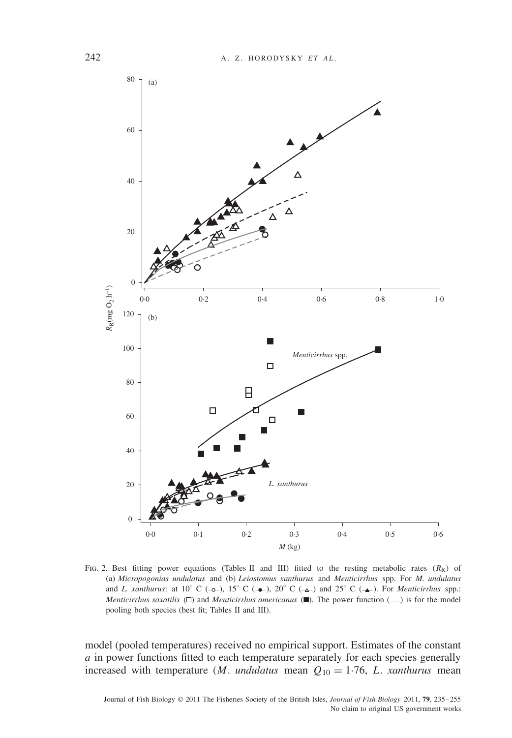FIG. 2. Best fitting power equations (Tables II and III) fitted to the resting metabolic rates ($R_R$) of (a) *Micropogonias undulatus* and (b) *Leiostomus xanthurus* and *Menticirrhus* spp. For *M. undulatus* and *L. xanthurus*: at 10° C (-○-), 15° C (-●-), 20° C (-△-) and 25° C (-▲-). For *Menticirrhus* spp.: *Menticirrhus saxatilis* (□) and *Menticirrhus americanus* (■). The power function (___) is for the model pooling both species (best fit; Tables II and III).

model (pooled temperatures) received no empirical support. Estimates of the constant $a$ in power functions fitted to each temperature separately for each species generally increased with temperature (*M. undulatus* mean $Q_{10} = 1.76$, *L. xanthurus* mean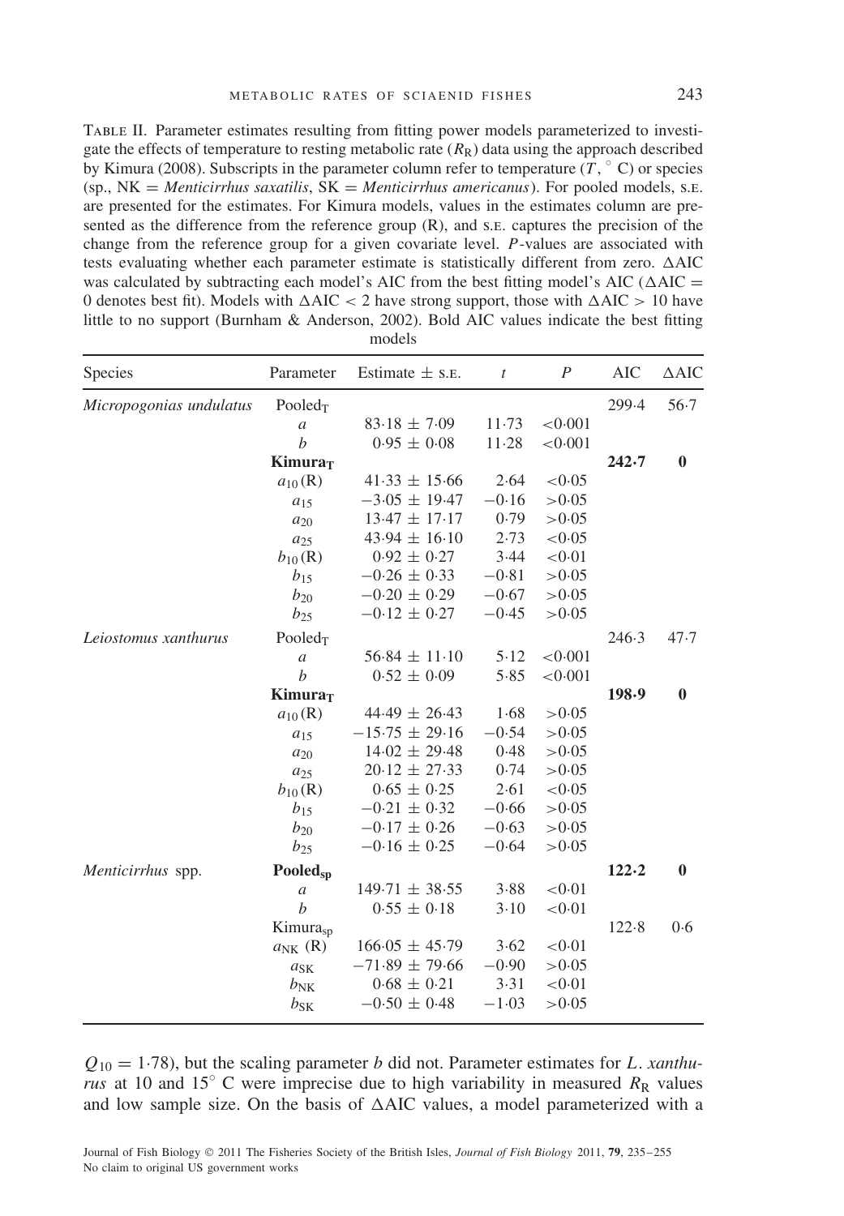TABLE II. Parameter estimates resulting from fitting power models parameterized to investigate the effects of temperature to resting metabolic rate ($R_R$) data using the approach described by Kimura (2008). Subscripts in the parameter column refer to temperature ($T$, ° C) or species (sp., NK = *Menticirrhus saxatilis*, SK = *Menticirrhus americanus*). For pooled models, S.E. are presented for the estimates. For Kimura models, values in the estimates column are presented as the difference from the reference group (R), and S.E. captures the precision of the change from the reference group for a given covariate level. $P$-values are associated with tests evaluating whether each parameter estimate is statistically different from zero. ΔAIC was calculated by subtracting each model's AIC from the best fitting model's AIC (ΔAIC = 0 denotes best fit). Models with ΔAIC < 2 have strong support, those with ΔAIC > 10 have little to no support (Burnham & Anderson, 2002). Bold AIC values indicate the best fitting models

| Species | Parameter | Estimate ± S.E. | $t$ | $P$ | AIC | ΔAIC |
|---|---|---|---|---|---|---|
| *Micropogonias undulatus* | $\text{Pooled}_T$ | | | | 299·4 | 56·7 |
| | $a$ | 83·18 ± 7·09 | 11·73 | <0·001 | | |
| | $b$ | 0·95 ± 0·08 | 11·28 | <0·001 | | |
| | $\textbf{Kimura}_\textbf{T}$ | | | | **242·7** | **0** |
| | $a_{10}$(R) | 41·33 ± 15·66 | 2·64 | <0·05 | | |
| | $a_{15}$ | −3·05 ± 19·47 | −0·16 | >0·05 | | |
| | $a_{20}$ | 13·47 ± 17·17 | 0·79 | >0·05 | | |
| | $a_{25}$ | 43·94 ± 16·10 | 2·73 | <0·05 | | |
| | $b_{10}$(R) | 0·92 ± 0·27 | 3·44 | <0·01 | | |
| | $b_{15}$ | −0·26 ± 0·33 | −0·81 | >0·05 | | |
| | $b_{20}$ | −0·20 ± 0·29 | −0·67 | >0·05 | | |
| | $b_{25}$ | −0·12 ± 0·27 | −0·45 | >0·05 | | |
| *Leiostomus xanthurus* | $\text{Pooled}_T$ | | | | 246·3 | 47·7 |
| | $a$ | 56·84 ± 11·10 | 5·12 | <0·001 | | |
| | $b$ | 0·52 ± 0·09 | 5·85 | <0·001 | | |
| | $\textbf{Kimura}_\textbf{T}$ | | | | **198·9** | **0** |
| | $a_{10}$(R) | 44·49 ± 26·43 | 1·68 | >0·05 | | |
| | $a_{15}$ | −15·75 ± 29·16 | −0·54 | >0·05 | | |
| | $a_{20}$ | 14·02 ± 29·48 | 0·48 | >0·05 | | |
| | $a_{25}$ | 20·12 ± 27·33 | 0·74 | >0·05 | | |
| | $b_{10}$(R) | 0·65 ± 0·25 | 2·61 | <0·05 | | |
| | $b_{15}$ | −0·21 ± 0·32 | −0·66 | >0·05 | | |
| | $b_{20}$ | −0·17 ± 0·26 | −0·63 | >0·05 | | |
| | $b_{25}$ | −0·16 ± 0·25 | −0·64 | >0·05 | | |
| *Menticirrhus* spp. | $\textbf{Pooled}_\textbf{sp}$ | | | | **122·2** | **0** |
| | $a$ | 149·71 ± 38·55 | 3·88 | <0·01 | | |
| | $b$ | 0·55 ± 0·18 | 3·10 | <0·01 | | |
| | $\text{Kimura}_\text{sp}$ | | | | 122·8 | 0·6 |
| | $a_{NK}$ (R) | 166·05 ± 45·79 | 3·62 | <0·01 | | |
| | $a_{SK}$ | −71·89 ± 79·66 | −0·90 | >0·05 | | |
| | $b_{NK}$ | 0·68 ± 0·21 | 3·31 | <0·01 | | |
| | $b_{SK}$ | −0·50 ± 0·48 | −1·03 | >0·05 | | |

$Q_{10}$ = 1·78), but the scaling parameter $b$ did not. Parameter estimates for *L. xanthurus* at 10 and 15° C were imprecise due to high variability in measured $R_R$ values and low sample size. On the basis of ΔAIC values, a model parameterized with a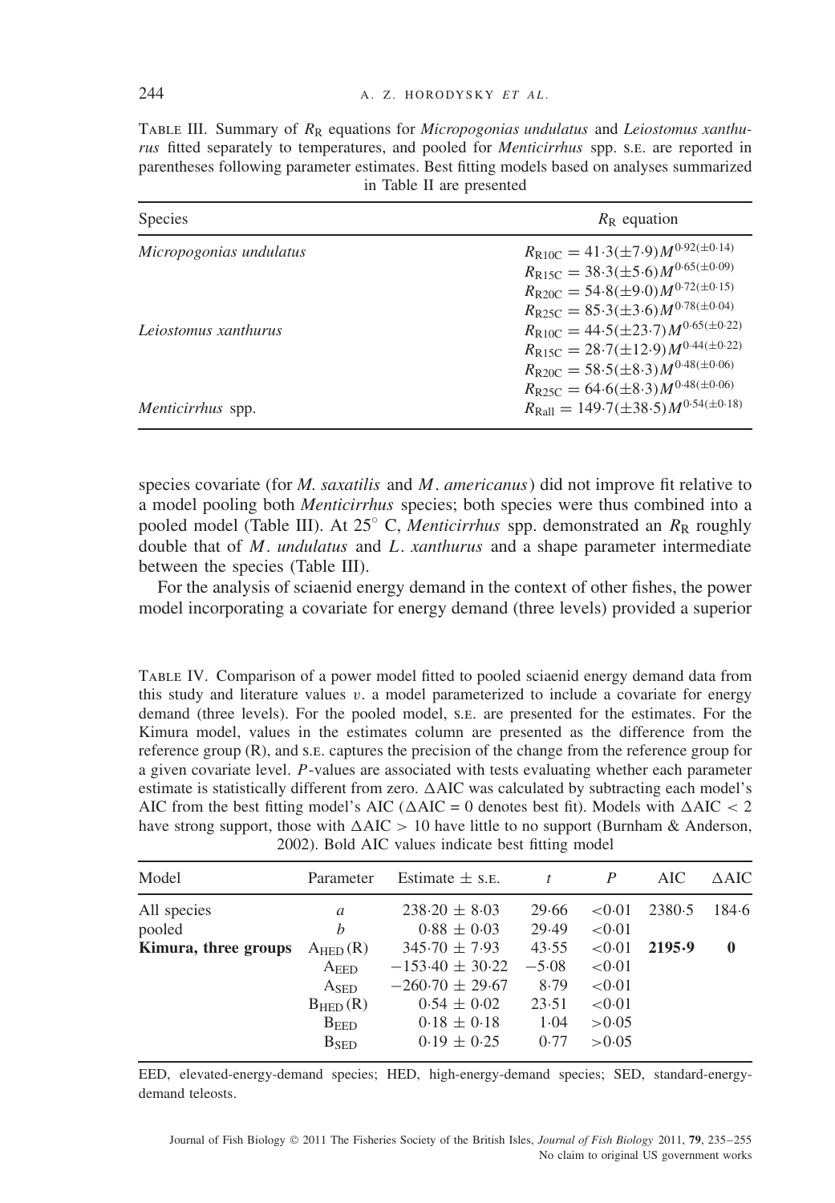TABLE III. Summary of $R_R$ equations for *Micropogonias undulatus* and *Leiostomus xanthurus* fitted separately to temperatures, and pooled for *Menticirrhus* spp. S.E. are reported in parentheses following parameter estimates. Best fitting models based on analyses summarized in Table II are presented

| Species | $R_R$ equation |
|---|---|
| *Micropogonias undulatus* | $R_{R10C} = 41{\cdot}3(\pm 7{\cdot}9)M^{0{\cdot}92(\pm 0{\cdot}14)}$ |
| | $R_{R15C} = 38{\cdot}3(\pm 5{\cdot}6)M^{0{\cdot}65(\pm 0{\cdot}09)}$ |
| | $R_{R20C} = 54{\cdot}8(\pm 9{\cdot}0)M^{0{\cdot}72(\pm 0{\cdot}15)}$ |
| | $R_{R25C} = 85{\cdot}3(\pm 3{\cdot}6)M^{0{\cdot}78(\pm 0{\cdot}04)}$ |
| *Leiostomus xanthurus* | $R_{R10C} = 44{\cdot}5(\pm 23{\cdot}7)M^{0{\cdot}65(\pm 0{\cdot}22)}$ |
| | $R_{R15C} = 28{\cdot}7(\pm 12{\cdot}9)M^{0{\cdot}44(\pm 0{\cdot}22)}$ |
| | $R_{R20C} = 58{\cdot}5(\pm 8{\cdot}3)M^{0{\cdot}48(\pm 0{\cdot}06)}$ |
| | $R_{R25C} = 64{\cdot}6(\pm 8{\cdot}3)M^{0{\cdot}48(\pm 0{\cdot}06)}$ |
| *Menticirrhus* spp. | $R_{Rall} = 149{\cdot}7(\pm 38{\cdot}5)M^{0{\cdot}54(\pm 0{\cdot}18)}$ |

species covariate (for *M. saxatilis* and *M. americanus*) did not improve fit relative to a model pooling both *Menticirrhus* species; both species were thus combined into a pooled model (Table III). At 25° C, *Menticirrhus* spp. demonstrated an $R_R$ roughly double that of *M. undulatus* and *L. xanthurus* and a shape parameter intermediate between the species (Table III).

For the analysis of sciaenid energy demand in the context of other fishes, the power model incorporating a covariate for energy demand (three levels) provided a superior

TABLE IV. Comparison of a power model fitted to pooled sciaenid energy demand data from this study and literature values *v.* a model parameterized to include a covariate for energy demand (three levels). For the pooled model, S.E. are presented for the estimates. For the Kimura model, values in the estimates column are presented as the difference from the reference group (R), and S.E. captures the precision of the change from the reference group for a given covariate level. *P*-values are associated with tests evaluating whether each parameter estimate is statistically different from zero. ΔAIC was calculated by subtracting each model's AIC from the best fitting model's AIC (ΔAIC = 0 denotes best fit). Models with ΔAIC < 2 have strong support, those with ΔAIC > 10 have little to no support (Burnham & Anderson, 2002). Bold AIC values indicate best fitting model

| Model | Parameter | Estimate ± S.E. | $t$ | $P$ | AIC | ΔAIC |
|---|---|---|---|---|---|---|
| All species pooled | $a$ | 238·20 ± 8·03 | 29·66 | <0·01 | 2380·5 | 184·6 |
| | $b$ | 0·88 ± 0·03 | 29·49 | <0·01 | | |
| **Kimura, three groups** | $A_{HED}$ (R) | 345·70 ± 7·93 | 43·55 | <0·01 | **2195·9** | **0** |
| | $A_{EED}$ | −153·40 ± 30·22 | −5·08 | <0·01 | | |
| | $A_{SED}$ | −260·70 ± 29·67 | 8·79 | <0·01 | | |
| | $B_{HED}$ (R) | 0·54 ± 0·02 | 23·51 | <0·01 | | |
| | $B_{EED}$ | 0·18 ± 0·18 | 1·04 | >0·05 | | |
| | $B_{SED}$ | 0·19 ± 0·25 | 0·77 | >0·05 | | |

EED, elevated-energy-demand species; HED, high-energy-demand species; SED, standard-energy-demand teleosts.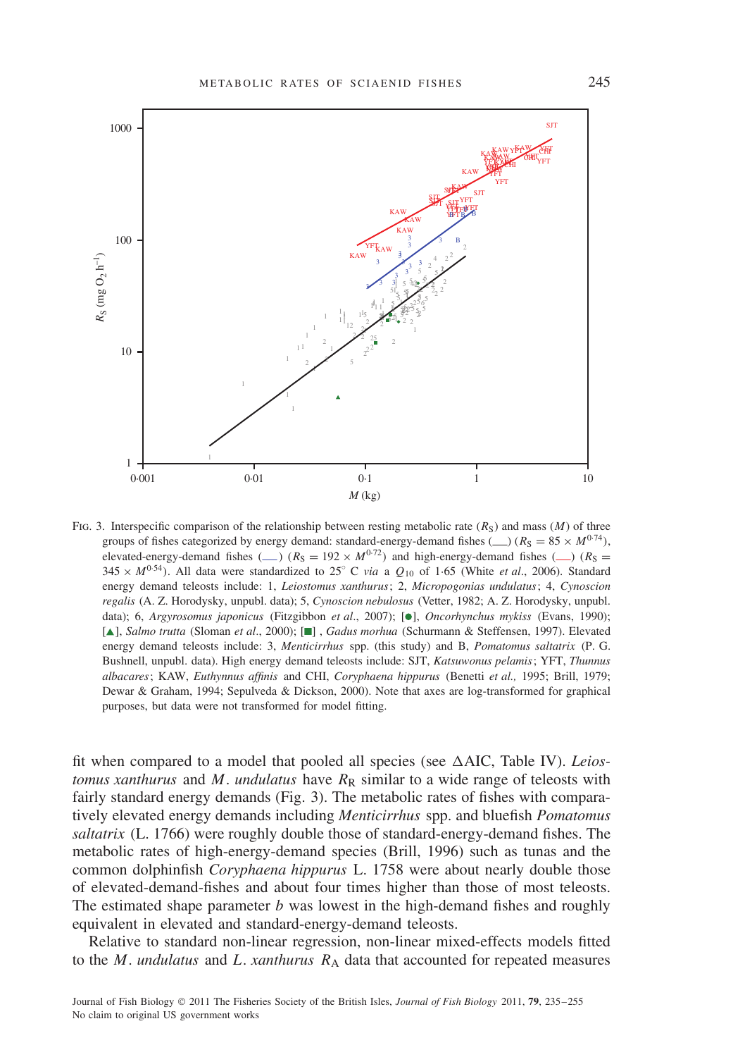FIG. 3. Interspecific comparison of the relationship between resting metabolic rate ($R_S$) and mass ($M$) of three groups of fishes categorized by energy demand: standard-energy-demand fishes (___) ($R_S = 85 \times M^{0.74}$), elevated-energy-demand fishes (___) ($R_S = 192 \times M^{0.72}$) and high-energy-demand fishes (___) ($R_S = 345 \times M^{0.54}$). All data were standardized to 25° C *via* a $Q_{10}$ of 1·65 (White *et al*., 2006). Standard energy demand teleosts include: 1, *Leiostomus xanthurus*; 2, *Micropogonias undulatus*; 4, *Cynoscion regalis* (A. Z. Horodysky, unpubl. data); 5, *Cynoscion nebulosus* (Vetter, 1982; A. Z. Horodysky, unpubl. data); 6, *Argyrosomus japonicus* (Fitzgibbon *et al*., 2007); [●], *Oncorhynchus mykiss* (Evans, 1990); [▲], *Salmo trutta* (Sloman *et al*., 2000); [■] , *Gadus morhua* (Schurmann & Steffensen, 1997). Elevated energy demand teleosts include: 3, *Menticirrhus* spp. (this study) and B, *Pomatomus saltatrix* (P. G. Bushnell, unpubl. data). High energy demand teleosts include: SJT, *Katsuwonus pelamis*; YFT, *Thunnus albacares*; KAW, *Euthynnus affinis* and CHI, *Coryphaena hippurus* (Benetti *et al.,* 1995; Brill, 1979; Dewar & Graham, 1994; Sepulveda & Dickson, 2000). Note that axes are log-transformed for graphical purposes, but data were not transformed for model fitting.

fit when compared to a model that pooled all species (see ΔAIC, Table IV). *Leiostomus xanthurus* and *M. undulatus* have $R_R$ similar to a wide range of teleosts with fairly standard energy demands (Fig. 3). The metabolic rates of fishes with comparatively elevated energy demands including *Menticirrhus* spp. and bluefish *Pomatomus saltatrix* (L. 1766) were roughly double those of standard-energy-demand fishes. The metabolic rates of high-energy-demand species (Brill, 1996) such as tunas and the common dolphinfish *Coryphaena hippurus* L. 1758 were about nearly double those of elevated-demand-fishes and about four times higher than those of most teleosts. The estimated shape parameter *b* was lowest in the high-demand fishes and roughly equivalent in elevated and standard-energy-demand teleosts.

Relative to standard non-linear regression, non-linear mixed-effects models fitted to the *M. undulatus* and *L. xanthurus* $R_A$ data that accounted for repeated measures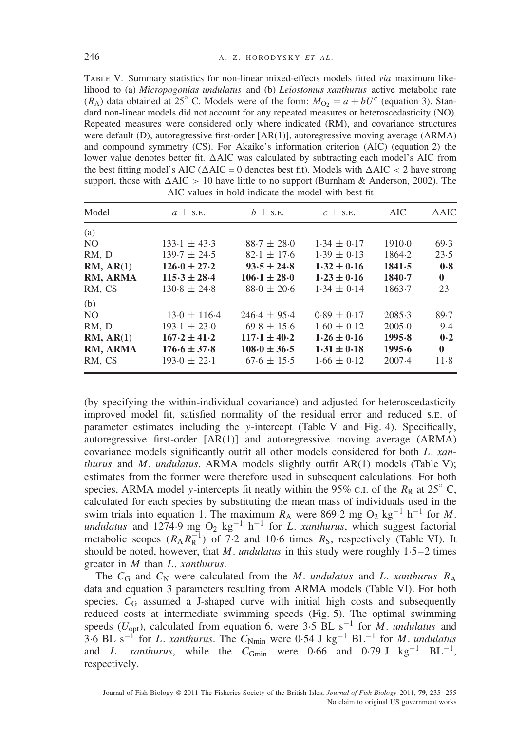Table V. Summary statistics for non-linear mixed-effects models fitted *via* maximum likelihood to (a) *Micropogonias undulatus* and (b) *Leiostomus xanthurus* active metabolic rate ($R_A$) data obtained at 25° C. Models were of the form: $M_{O_2} = a + bU^c$ (equation 3). Standard non-linear models did not account for any repeated measures or heteroscedasticity (NO). Repeated measures were considered only where indicated (RM), and covariance structures were default (D), autoregressive first-order [AR(1)], autoregressive moving average (ARMA) and compound symmetry (CS). For Akaike's information criterion (AIC) (equation 2) the lower value denotes better fit. ΔAIC was calculated by subtracting each model's AIC from the best fitting model's AIC (ΔAIC = 0 denotes best fit). Models with ΔAIC < 2 have strong support, those with ΔAIC > 10 have little to no support (Burnham & Anderson, 2002). The AIC values in bold indicate the model with best fit

| Model | $a$ ± s.e. | $b$ ± s.e. | $c$ ± s.e. | AIC | ΔAIC |
|---|---|---|---|---|---|
| (a) | | | | | |
| NO | 133·1 ± 43·3 | 88·7 ± 28·0 | 1·34 ± 0·17 | 1910·0 | 69·3 |
| RM, D | 139·7 ± 24·5 | 82·1 ± 17·6 | 1·39 ± 0·13 | 1864·2 | 23·5 |
| **RM, AR(1)** | **126·0 ± 27·2** | **93·5 ± 24·8** | **1·32 ± 0·16** | **1841·5** | **0·8** |
| **RM, ARMA** | **115·3 ± 28·4** | **106·1 ± 28·0** | **1·23 ± 0·16** | **1840·7** | **0** |
| RM, CS | 130·8 ± 24·8 | 88·0 ± 20·6 | 1·34 ± 0·14 | 1863·7 | 23 |
| (b) | | | | | |
| NO | 13·0 ± 116·4 | 246·4 ± 95·4 | 0·89 ± 0·17 | 2085·3 | 89·7 |
| RM, D | 193·1 ± 23·0 | 69·8 ± 15·6 | 1·60 ± 0·12 | 2005·0 | 9·4 |
| **RM, AR(1)** | **167·2 ± 41·2** | **117·1 ± 40·2** | **1·26 ± 0·16** | **1995·8** | **0·2** |
| **RM, ARMA** | **176·6 ± 37·8** | **108·0 ± 36·5** | **1·31 ± 0·18** | **1995·6** | **0** |
| RM, CS | 193·0 ± 22·1 | 67·6 ± 15·5 | 1·66 ± 0·12 | 2007·4 | 11·8 |

(by specifying the within-individual covariance) and adjusted for heteroscedasticity improved model fit, satisfied normality of the residual error and reduced s.e. of parameter estimates including the $y$-intercept (Table V and Fig. 4). Specifically, autoregressive first-order [AR(1)] and autoregressive moving average (ARMA) covariance models significantly outfit all other models considered for both *L. xanthurus* and *M. undulatus*. ARMA models slightly outfit AR(1) models (Table V); estimates from the former were therefore used in subsequent calculations. For both species, ARMA model $y$-intercepts fit neatly within the 95% c.i. of the $R_R$ at 25° C, calculated for each species by substituting the mean mass of individuals used in the swim trials into equation 1. The maximum $R_A$ were 869·2 mg $O_2$ kg$^{-1}$ h$^{-1}$ for *M. undulatus* and 1274·9 mg $O_2$ kg$^{-1}$ h$^{-1}$ for *L. xanthurus*, which suggest factorial metabolic scopes ($R_A R_R^{-1}$) of 7·2 and 10·6 times $R_S$, respectively (Table VI). It should be noted, however, that *M. undulatus* in this study were roughly 1·5–2 times greater in $M$ than *L. xanthurus*.

The $C_G$ and $C_N$ were calculated from the *M. undulatus* and *L. xanthurus* $R_A$ data and equation 3 parameters resulting from ARMA models (Table VI). For both species, $C_G$ assumed a J-shaped curve with initial high costs and subsequently reduced costs at intermediate swimming speeds (Fig. 5). The optimal swimming speeds ($U_{opt}$), calculated from equation 6, were 3·5 BL s$^{-1}$ for *M. undulatus* and 3·6 BL s$^{-1}$ for *L. xanthurus*. The $C_{Nmin}$ were 0·54 J kg$^{-1}$ BL$^{-1}$ for *M. undulatus* and *L. xanthurus*, while the $C_{Gmin}$ were 0·66 and 0·79 J kg$^{-1}$ BL$^{-1}$, respectively.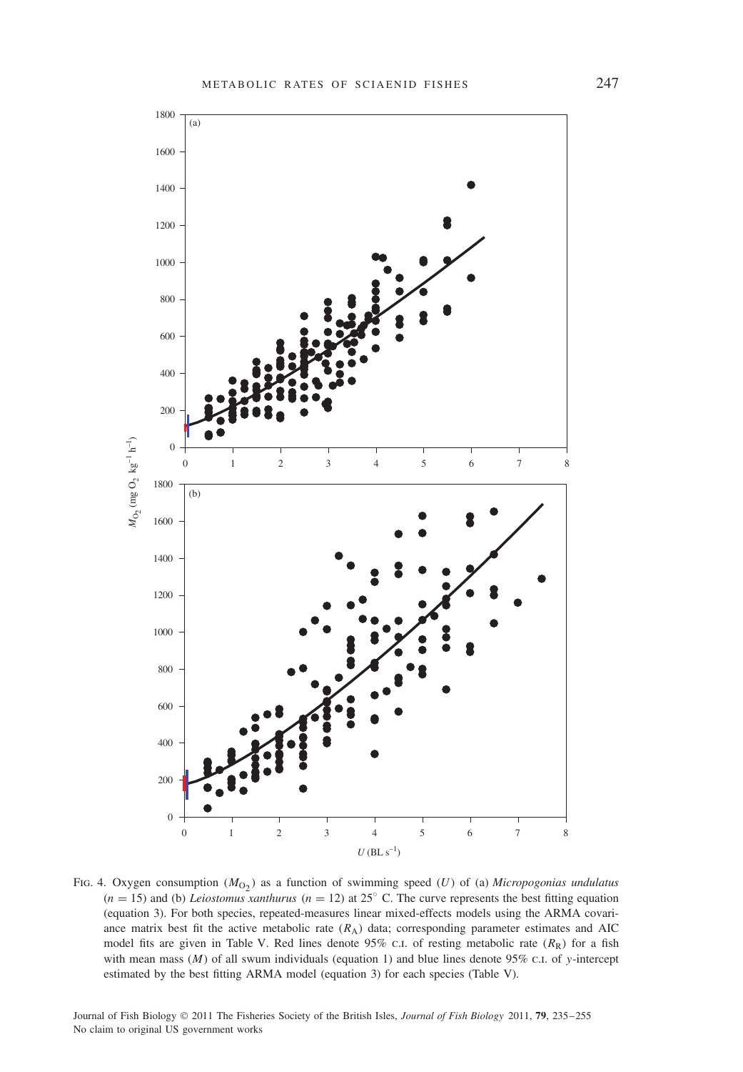(a)

1800
1600
1400
1200
1000
800
600
400
200
0

0 1 2 3 4 5 6 7 8

$M_{O_2}$ (mg $O_2$ kg$^{-1}$ h$^{-1}$)

(b)

1800
1600
1400
1200
1000
800
600
400
200
0

0 1 2 3 4 5 6 7 8

$U$ (BL s$^{-1}$)

FIG. 4. Oxygen consumption ($M_{O_2}$) as a function of swimming speed ($U$) of (a) *Micropogonias undulatus* ($n = 15$) and (b) *Leiostomus xanthurus* ($n = 12$) at 25° C. The curve represents the best fitting equation (equation 3). For both species, repeated-measures linear mixed-effects models using the ARMA covariance matrix best fit the active metabolic rate ($R_A$) data; corresponding parameter estimates and AIC model fits are given in Table V. Red lines denote 95% C.I. of resting metabolic rate ($R_R$) for a fish with mean mass ($M$) of all swum individuals (equation 1) and blue lines denote 95% C.I. of $y$-intercept estimated by the best fitting ARMA model (equation 3) for each species (Table V).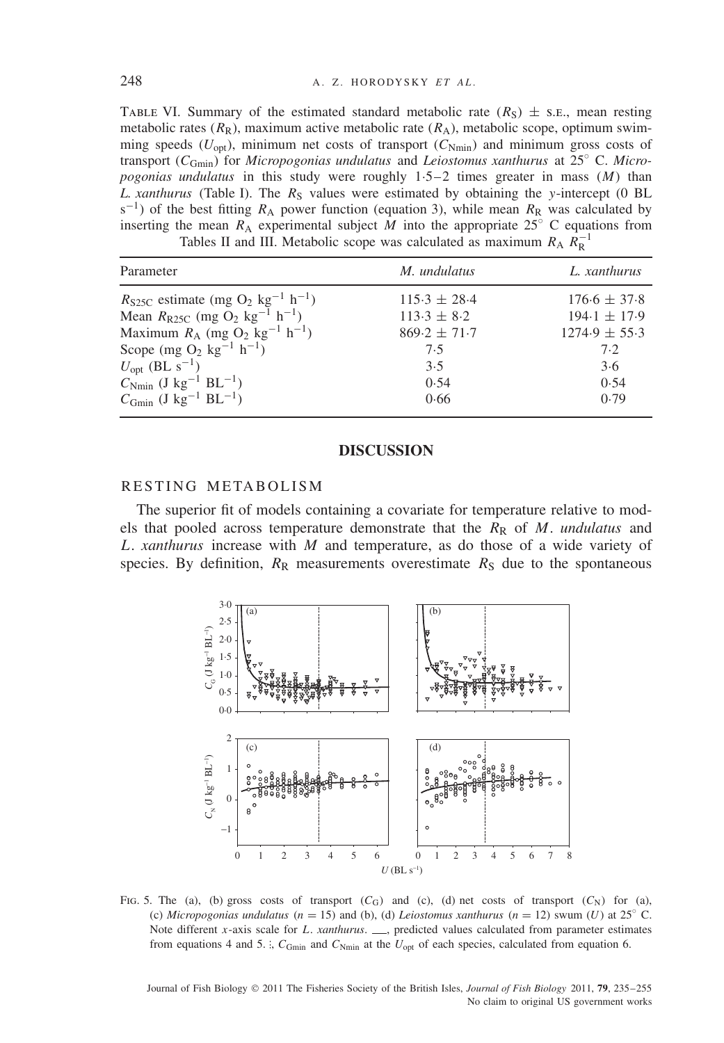TABLE VI. Summary of the estimated standard metabolic rate ($R_S$) ± S.E., mean resting metabolic rates ($R_R$), maximum active metabolic rate ($R_A$), metabolic scope, optimum swimming speeds ($U_{opt}$), minimum net costs of transport ($C_{Nmin}$) and minimum gross costs of transport ($C_{Gmin}$) for *Micropogonias undulatus* and *Leiostomus xanthurus* at 25° C. *Micropogonias undulatus* in this study were roughly 1·5–2 times greater in mass ($M$) than *L. xanthurus* (Table I). The $R_S$ values were estimated by obtaining the *y*-intercept (0 BL $s^{-1}$) of the best fitting $R_A$ power function (equation 3), while mean $R_R$ was calculated by inserting the mean $R_A$ experimental subject $M$ into the appropriate 25° C equations from Tables II and III. Metabolic scope was calculated as maximum $R_A$ $R_R^{-1}$

| Parameter | *M. undulatus* | *L. xanthurus* |
|---|---|---|
| $R_{S25C}$ estimate (mg $O_2$ $kg^{-1}$ $h^{-1}$) | 115·3 ± 28·4 | 176·6 ± 37·8 |
| Mean $R_{R25C}$ (mg $O_2$ $kg^{-1}$ $h^{-1}$) | 113·3 ± 8·2 | 194·1 ± 17·9 |
| Maximum $R_A$ (mg $O_2$ $kg^{-1}$ $h^{-1}$) | 869·2 ± 71·7 | 1274·9 ± 55·3 |
| Scope (mg $O_2$ $kg^{-1}$ $h^{-1}$) | 7·5 | 7·2 |
| $U_{opt}$ (BL $s^{-1}$) | 3·5 | 3·6 |
| $C_{Nmin}$ (J $kg^{-1}$ $BL^{-1}$) | 0·54 | 0·54 |
| $C_{Gmin}$ (J $kg^{-1}$ $BL^{-1}$) | 0·66 | 0·79 |

## DISCUSSION

### RESTING METABOLISM

The superior fit of models containing a covariate for temperature relative to models that pooled across temperature demonstrate that the $R_R$ of *M. undulatus* and *L. xanthurus* increase with $M$ and temperature, as do those of a wide variety of species. By definition, $R_R$ measurements overestimate $R_S$ due to the spontaneous

(a)
(b)
(c)
(d)
$C_G$ (J kg$^{-1}$ BL$^{-1}$)
$C_N$ (J kg$^{-1}$ BL$^{-1}$)
3·0
2·5
2·0
1·5
1·0
0·5
0·0
2
1
0
−1
0 1 2 3 4 5 6
0 1 2 3 4 5 6 7 8
$U$ (BL s$^{-1}$)

FIG. 5. The (a), (b) gross costs of transport ($C_G$) and (c), (d) net costs of transport ($C_N$) for (a), (c) *Micropogonias undulatus* ($n$ = 15) and (b), (d) *Leiostomus xanthurus* ($n$ = 12) swum ($U$) at 25° C. Note different *x*-axis scale for *L. xanthurus*. ___, predicted values calculated from parameter estimates from equations 4 and 5. ⁞, $C_{Gmin}$ and $C_{Nmin}$ at the $U_{opt}$ of each species, calculated from equation 6.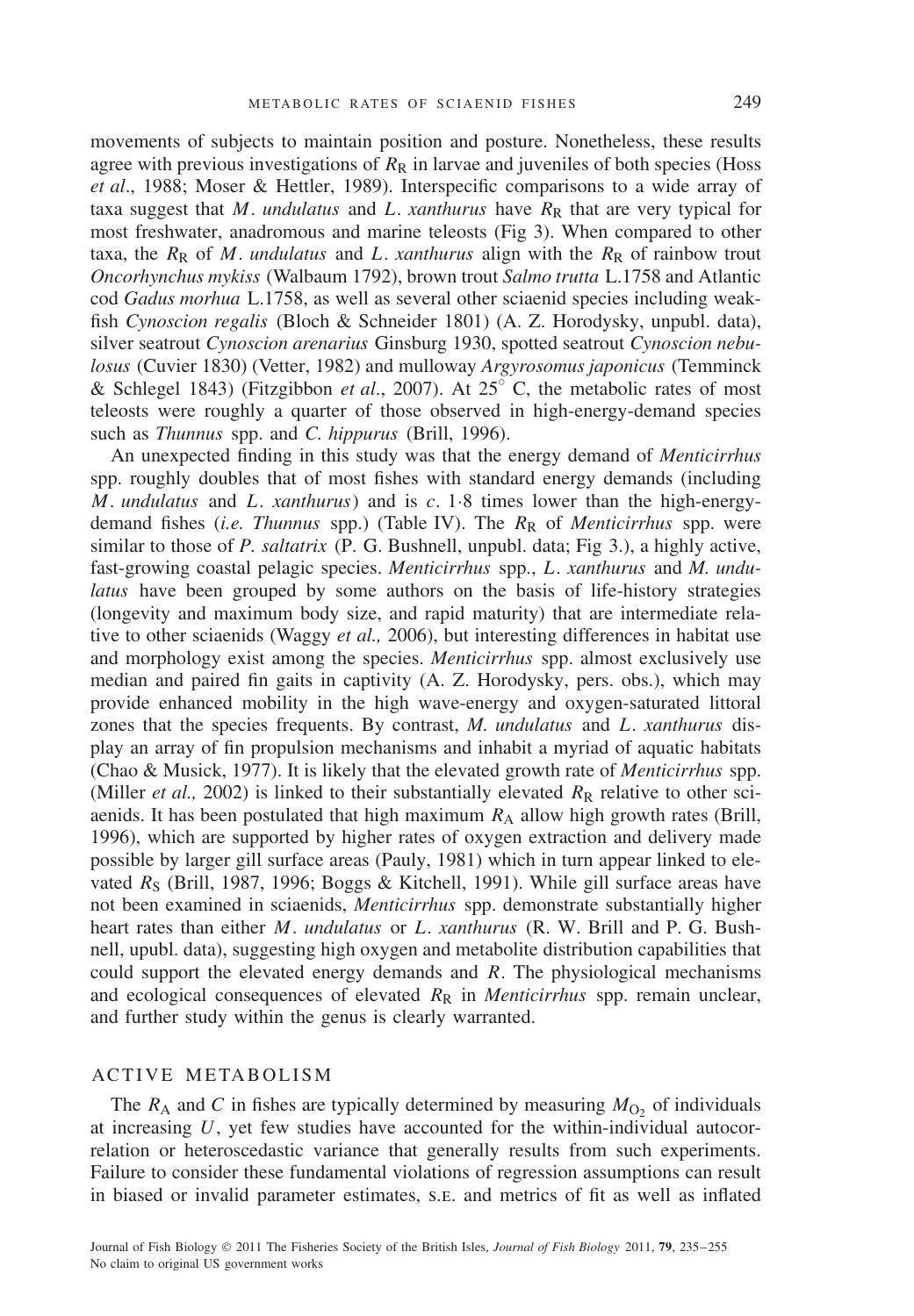movements of subjects to maintain position and posture. Nonetheless, these results agree with previous investigations of $R_R$ in larvae and juveniles of both species (Hoss *et al*., 1988; Moser & Hettler, 1989). Interspecific comparisons to a wide array of taxa suggest that *M. undulatus* and *L. xanthurus* have $R_R$ that are very typical for most freshwater, anadromous and marine teleosts (Fig 3). When compared to other taxa, the $R_R$ of *M. undulatus* and *L. xanthurus* align with the $R_R$ of rainbow trout *Oncorhynchus mykiss* (Walbaum 1792), brown trout *Salmo trutta* L.1758 and Atlantic cod *Gadus morhua* L.1758, as well as several other sciaenid species including weakfish *Cynoscion regalis* (Bloch & Schneider 1801) (A. Z. Horodysky, unpubl. data), silver seatrout *Cynoscion arenarius* Ginsburg 1930, spotted seatrout *Cynoscion nebulosus* (Cuvier 1830) (Vetter, 1982) and mulloway *Argyrosomus japonicus* (Temminck & Schlegel 1843) (Fitzgibbon *et al*., 2007). At 25° C, the metabolic rates of most teleosts were roughly a quarter of those observed in high-energy-demand species such as *Thunnus* spp. and *C. hippurus* (Brill, 1996).

An unexpected finding in this study was that the energy demand of *Menticirrhus* spp. roughly doubles that of most fishes with standard energy demands (including *M. undulatus* and *L. xanthurus*) and is *c*. 1·8 times lower than the high-energy-demand fishes (*i.e. Thunnus* spp.) (Table IV). The $R_R$ of *Menticirrhus* spp. were similar to those of *P. saltatrix* (P. G. Bushnell, unpubl. data; Fig 3.), a highly active, fast-growing coastal pelagic species. *Menticirrhus* spp., *L. xanthurus* and *M. undulatus* have been grouped by some authors on the basis of life-history strategies (longevity and maximum body size, and rapid maturity) that are intermediate relative to other sciaenids (Waggy *et al.,* 2006), but interesting differences in habitat use and morphology exist among the species. *Menticirrhus* spp. almost exclusively use median and paired fin gaits in captivity (A. Z. Horodysky, pers. obs.), which may provide enhanced mobility in the high wave-energy and oxygen-saturated littoral zones that the species frequents. By contrast, *M. undulatus* and *L. xanthurus* display an array of fin propulsion mechanisms and inhabit a myriad of aquatic habitats (Chao & Musick, 1977). It is likely that the elevated growth rate of *Menticirrhus* spp. (Miller *et al.,* 2002) is linked to their substantially elevated $R_R$ relative to other sciaenids. It has been postulated that high maximum $R_A$ allow high growth rates (Brill, 1996), which are supported by higher rates of oxygen extraction and delivery made possible by larger gill surface areas (Pauly, 1981) which in turn appear linked to elevated $R_S$ (Brill, 1987, 1996; Boggs & Kitchell, 1991). While gill surface areas have not been examined in sciaenids, *Menticirrhus* spp. demonstrate substantially higher heart rates than either *M. undulatus* or *L. xanthurus* (R. W. Brill and P. G. Bushnell, upubl. data), suggesting high oxygen and metabolite distribution capabilities that could support the elevated energy demands and $R$. The physiological mechanisms and ecological consequences of elevated $R_R$ in *Menticirrhus* spp. remain unclear, and further study within the genus is clearly warranted.

## ACTIVE METABOLISM

The $R_A$ and $C$ in fishes are typically determined by measuring $M_{O_2}$ of individuals at increasing $U$, yet few studies have accounted for the within-individual autocorrelation or heteroscedastic variance that generally results from such experiments. Failure to consider these fundamental violations of regression assumptions can result in biased or invalid parameter estimates, S.E. and metrics of fit as well as inflated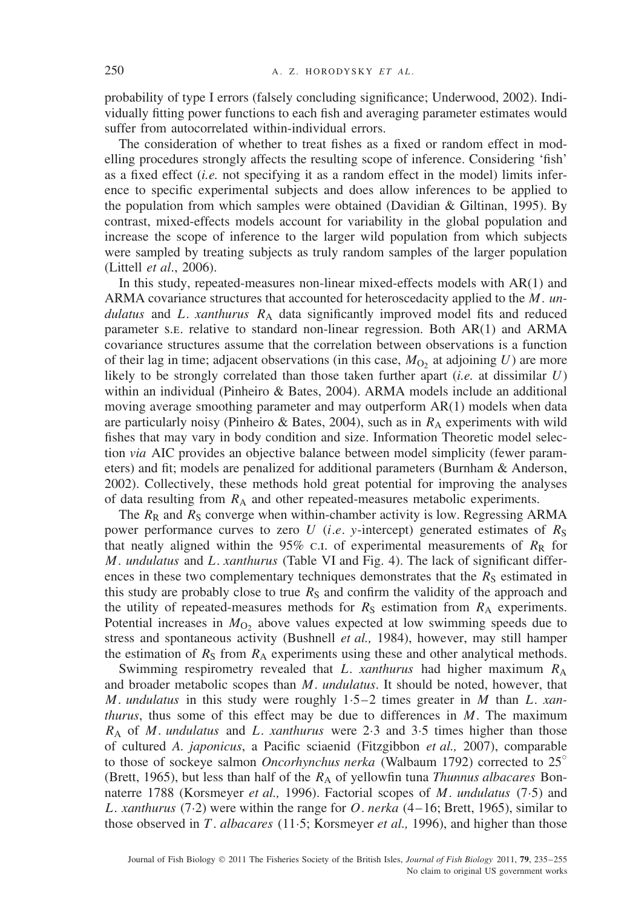probability of type I errors (falsely concluding significance; Underwood, 2002). Individually fitting power functions to each fish and averaging parameter estimates would suffer from autocorrelated within-individual errors.

The consideration of whether to treat fishes as a fixed or random effect in modelling procedures strongly affects the resulting scope of inference. Considering 'fish' as a fixed effect (*i.e.* not specifying it as a random effect in the model) limits inference to specific experimental subjects and does allow inferences to be applied to the population from which samples were obtained (Davidian & Giltinan, 1995). By contrast, mixed-effects models account for variability in the global population and increase the scope of inference to the larger wild population from which subjects were sampled by treating subjects as truly random samples of the larger population (Littell *et al*., 2006).

In this study, repeated-measures non-linear mixed-effects models with AR(1) and ARMA covariance structures that accounted for heteroscedacity applied to the *M. undulatus* and *L. xanthurus* $R_A$ data significantly improved model fits and reduced parameter S.E. relative to standard non-linear regression. Both AR(1) and ARMA covariance structures assume that the correlation between observations is a function of their lag in time; adjacent observations (in this case, $M_{O_2}$ at adjoining $U$) are more likely to be strongly correlated than those taken further apart (*i.e.* at dissimilar $U$) within an individual (Pinheiro & Bates, 2004). ARMA models include an additional moving average smoothing parameter and may outperform AR(1) models when data are particularly noisy (Pinheiro & Bates, 2004), such as in $R_A$ experiments with wild fishes that may vary in body condition and size. Information Theoretic model selection *via* AIC provides an objective balance between model simplicity (fewer parameters) and fit; models are penalized for additional parameters (Burnham & Anderson, 2002). Collectively, these methods hold great potential for improving the analyses of data resulting from $R_A$ and other repeated-measures metabolic experiments.

The $R_R$ and $R_S$ converge when within-chamber activity is low. Regressing ARMA power performance curves to zero $U$ (*i.e*. *y*-intercept) generated estimates of $R_S$ that neatly aligned within the 95% C.I. of experimental measurements of $R_R$ for *M. undulatus* and *L. xanthurus* (Table VI and Fig. 4). The lack of significant differences in these two complementary techniques demonstrates that the $R_S$ estimated in this study are probably close to true $R_S$ and confirm the validity of the approach and the utility of repeated-measures methods for $R_S$ estimation from $R_A$ experiments. Potential increases in $M_{O_2}$ above values expected at low swimming speeds due to stress and spontaneous activity (Bushnell *et al.,* 1984), however, may still hamper the estimation of $R_S$ from $R_A$ experiments using these and other analytical methods.

Swimming respirometry revealed that *L. xanthurus* had higher maximum $R_A$ and broader metabolic scopes than *M. undulatus*. It should be noted, however, that *M. undulatus* in this study were roughly 1·5–2 times greater in $M$ than *L. xanthurus*, thus some of this effect may be due to differences in $M$. The maximum $R_A$ of *M. undulatus* and *L. xanthurus* were 2·3 and 3·5 times higher than those of cultured *A. japonicus*, a Pacific sciaenid (Fitzgibbon *et al.,* 2007), comparable to those of sockeye salmon *Oncorhynchus nerka* (Walbaum 1792) corrected to 25° (Brett, 1965), but less than half of the $R_A$ of yellowfin tuna *Thunnus albacares* Bonnaterre 1788 (Korsmeyer *et al.,* 1996). Factorial scopes of *M. undulatus* (7·5) and *L. xanthurus* (7·2) were within the range for *O. nerka* (4–16; Brett, 1965), similar to those observed in *T. albacares* (11·5; Korsmeyer *et al.,* 1996), and higher than those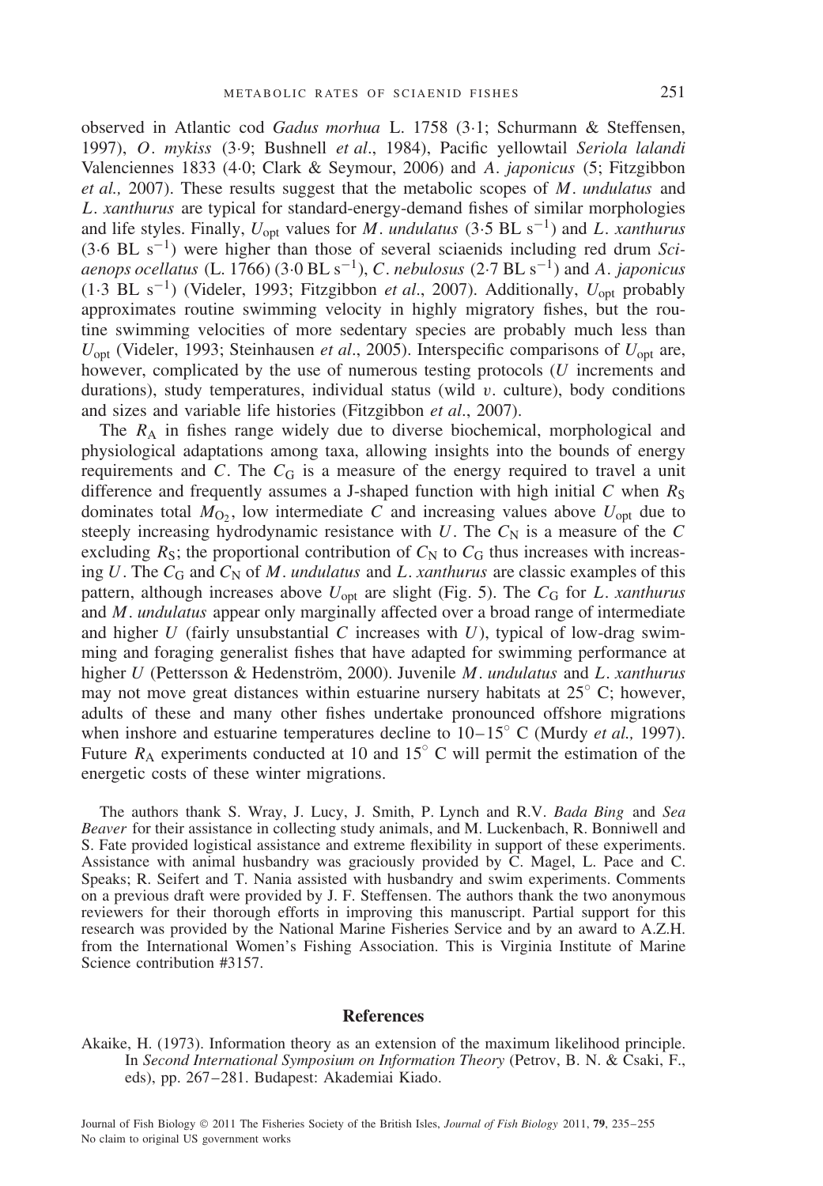observed in Atlantic cod *Gadus morhua* L. 1758 (3·1; Schurmann & Steffensen, 1997), *O. mykiss* (3·9; Bushnell *et al*., 1984), Pacific yellowtail *Seriola lalandi* Valenciennes 1833 (4·0; Clark & Seymour, 2006) and *A. japonicus* (5; Fitzgibbon *et al.,* 2007). These results suggest that the metabolic scopes of *M. undulatus* and *L. xanthurus* are typical for standard-energy-demand fishes of similar morphologies and life styles. Finally, $U_{opt}$ values for *M. undulatus* (3·5 BL $s^{-1}$) and *L. xanthurus* (3·6 BL $s^{-1}$) were higher than those of several sciaenids including red drum *Sciaenops ocellatus* (L. 1766) (3·0 BL $s^{-1}$), *C. nebulosus* (2·7 BL $s^{-1}$) and *A. japonicus* (1·3 BL $s^{-1}$) (Videler, 1993; Fitzgibbon *et al*., 2007). Additionally, $U_{opt}$ probably approximates routine swimming velocity in highly migratory fishes, but the routine swimming velocities of more sedentary species are probably much less than $U_{opt}$ (Videler, 1993; Steinhausen *et al*., 2005). Interspecific comparisons of $U_{opt}$ are, however, complicated by the use of numerous testing protocols ($U$ increments and durations), study temperatures, individual status (wild *v.* culture), body conditions and sizes and variable life histories (Fitzgibbon *et al*., 2007).

The $R_A$ in fishes range widely due to diverse biochemical, morphological and physiological adaptations among taxa, allowing insights into the bounds of energy requirements and $C$. The $C_G$ is a measure of the energy required to travel a unit difference and frequently assumes a J-shaped function with high initial $C$ when $R_S$ dominates total $M_{O_2}$, low intermediate $C$ and increasing values above $U_{opt}$ due to steeply increasing hydrodynamic resistance with $U$. The $C_N$ is a measure of the $C$ excluding $R_S$; the proportional contribution of $C_N$ to $C_G$ thus increases with increasing $U$. The $C_G$ and $C_N$ of *M. undulatus* and *L. xanthurus* are classic examples of this pattern, although increases above $U_{opt}$ are slight (Fig. 5). The $C_G$ for *L. xanthurus* and *M. undulatus* appear only marginally affected over a broad range of intermediate and higher $U$ (fairly unsubstantial $C$ increases with $U$), typical of low-drag swimming and foraging generalist fishes that have adapted for swimming performance at higher $U$ (Pettersson & Hedenström, 2000). Juvenile *M. undulatus* and *L. xanthurus* may not move great distances within estuarine nursery habitats at 25° C; however, adults of these and many other fishes undertake pronounced offshore migrations when inshore and estuarine temperatures decline to 10–15° C (Murdy *et al.,* 1997). Future $R_A$ experiments conducted at 10 and 15° C will permit the estimation of the energetic costs of these winter migrations.

The authors thank S. Wray, J. Lucy, J. Smith, P. Lynch and R.V. *Bada Bing* and *Sea Beaver* for their assistance in collecting study animals, and M. Luckenbach, R. Bonniwell and S. Fate provided logistical assistance and extreme flexibility in support of these experiments. Assistance with animal husbandry was graciously provided by C. Magel, L. Pace and C. Speaks; R. Seifert and T. Nania assisted with husbandry and swim experiments. Comments on a previous draft were provided by J. F. Steffensen. The authors thank the two anonymous reviewers for their thorough efforts in improving this manuscript. Partial support for this research was provided by the National Marine Fisheries Service and by an award to A.Z.H. from the International Women's Fishing Association. This is Virginia Institute of Marine Science contribution #3157.

## References

Akaike, H. (1973). Information theory as an extension of the maximum likelihood principle. In *Second International Symposium on Information Theory* (Petrov, B. N. & Csaki, F., eds), pp. 267–281. Budapest: Akademiai Kiado.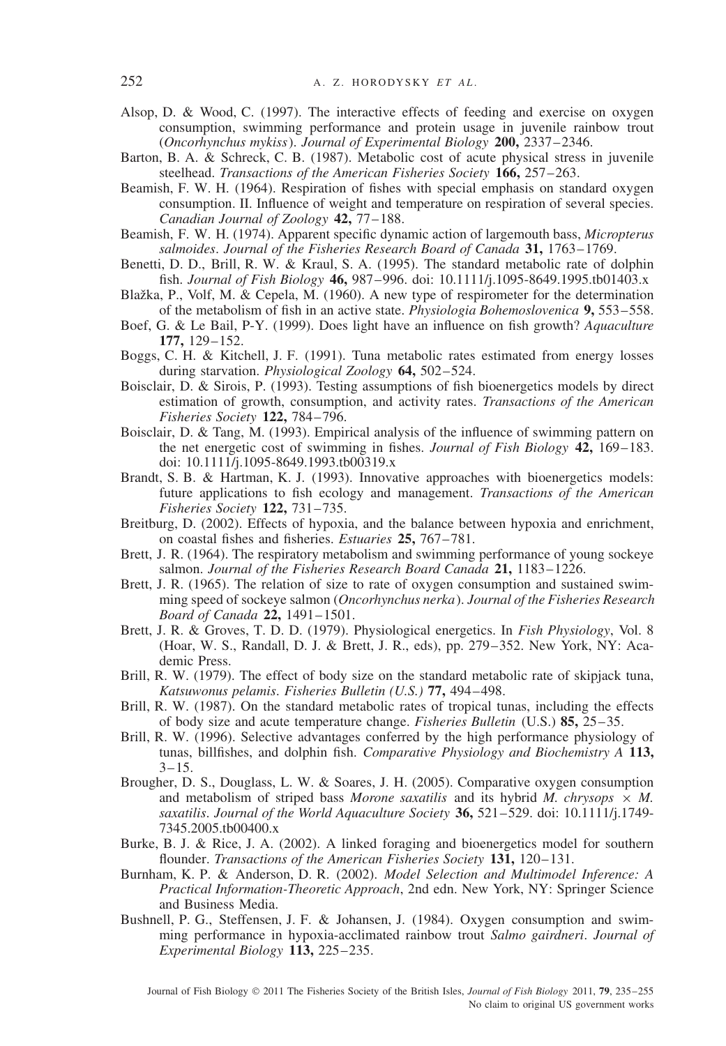Alsop, D. & Wood, C. (1997). The interactive effects of feeding and exercise on oxygen consumption, swimming performance and protein usage in juvenile rainbow trout (*Oncorhynchus mykiss*). *Journal of Experimental Biology* **200,** 2337–2346.

Barton, B. A. & Schreck, C. B. (1987). Metabolic cost of acute physical stress in juvenile steelhead. *Transactions of the American Fisheries Society* **166,** 257–263.

Beamish, F. W. H. (1964). Respiration of fishes with special emphasis on standard oxygen consumption. II. Influence of weight and temperature on respiration of several species. *Canadian Journal of Zoology* **42,** 77–188.

Beamish, F. W. H. (1974). Apparent specific dynamic action of largemouth bass, *Micropterus salmoides*. *Journal of the Fisheries Research Board of Canada* **31,** 1763–1769.

Benetti, D. D., Brill, R. W. & Kraul, S. A. (1995). The standard metabolic rate of dolphin fish. *Journal of Fish Biology* **46,** 987–996. doi: 10.1111/j.1095-8649.1995.tb01403.x

Blažka, P., Volf, M. & Cepela, M. (1960). A new type of respirometer for the determination of the metabolism of fish in an active state. *Physiologia Bohemoslovenica* **9,** 553–558.

Boef, G. & Le Bail, P-Y. (1999). Does light have an influence on fish growth? *Aquaculture* **177,** 129–152.

Boggs, C. H. & Kitchell, J. F. (1991). Tuna metabolic rates estimated from energy losses during starvation. *Physiological Zoology* **64,** 502–524.

Boisclair, D. & Sirois, P. (1993). Testing assumptions of fish bioenergetics models by direct estimation of growth, consumption, and activity rates. *Transactions of the American Fisheries Society* **122,** 784–796.

Boisclair, D. & Tang, M. (1993). Empirical analysis of the influence of swimming pattern on the net energetic cost of swimming in fishes. *Journal of Fish Biology* **42,** 169–183. doi: 10.1111/j.1095-8649.1993.tb00319.x

Brandt, S. B. & Hartman, K. J. (1993). Innovative approaches with bioenergetics models: future applications to fish ecology and management. *Transactions of the American Fisheries Society* **122,** 731–735.

Breitburg, D. (2002). Effects of hypoxia, and the balance between hypoxia and enrichment, on coastal fishes and fisheries. *Estuaries* **25,** 767–781.

Brett, J. R. (1964). The respiratory metabolism and swimming performance of young sockeye salmon. *Journal of the Fisheries Research Board Canada* **21,** 1183–1226.

Brett, J. R. (1965). The relation of size to rate of oxygen consumption and sustained swimming speed of sockeye salmon (*Oncorhynchus nerka*). *Journal of the Fisheries Research Board of Canada* **22,** 1491–1501.

Brett, J. R. & Groves, T. D. D. (1979). Physiological energetics. In *Fish Physiology*, Vol. 8 (Hoar, W. S., Randall, D. J. & Brett, J. R., eds), pp. 279–352. New York, NY: Academic Press.

Brill, R. W. (1979). The effect of body size on the standard metabolic rate of skipjack tuna, *Katsuwonus pelamis*. *Fisheries Bulletin (U.S.)* **77,** 494–498.

Brill, R. W. (1987). On the standard metabolic rates of tropical tunas, including the effects of body size and acute temperature change. *Fisheries Bulletin* (U.S.) **85,** 25–35.

Brill, R. W. (1996). Selective advantages conferred by the high performance physiology of tunas, billfishes, and dolphin fish. *Comparative Physiology and Biochemistry A* **113,** 3–15.

Brougher, D. S., Douglass, L. W. & Soares, J. H. (2005). Comparative oxygen consumption and metabolism of striped bass *Morone saxatilis* and its hybrid *M. chrysops* × *M. saxatilis*. *Journal of the World Aquaculture Society* **36,** 521–529. doi: 10.1111/j.1749-7345.2005.tb00400.x

Burke, B. J. & Rice, J. A. (2002). A linked foraging and bioenergetics model for southern flounder. *Transactions of the American Fisheries Society* **131,** 120–131.

Burnham, K. P. & Anderson, D. R. (2002). *Model Selection and Multimodel Inference: A Practical Information-Theoretic Approach*, 2nd edn. New York, NY: Springer Science and Business Media.

Bushnell, P. G., Steffensen, J. F. & Johansen, J. (1984). Oxygen consumption and swimming performance in hypoxia-acclimated rainbow trout *Salmo gairdneri*. *Journal of Experimental Biology* **113,** 225–235.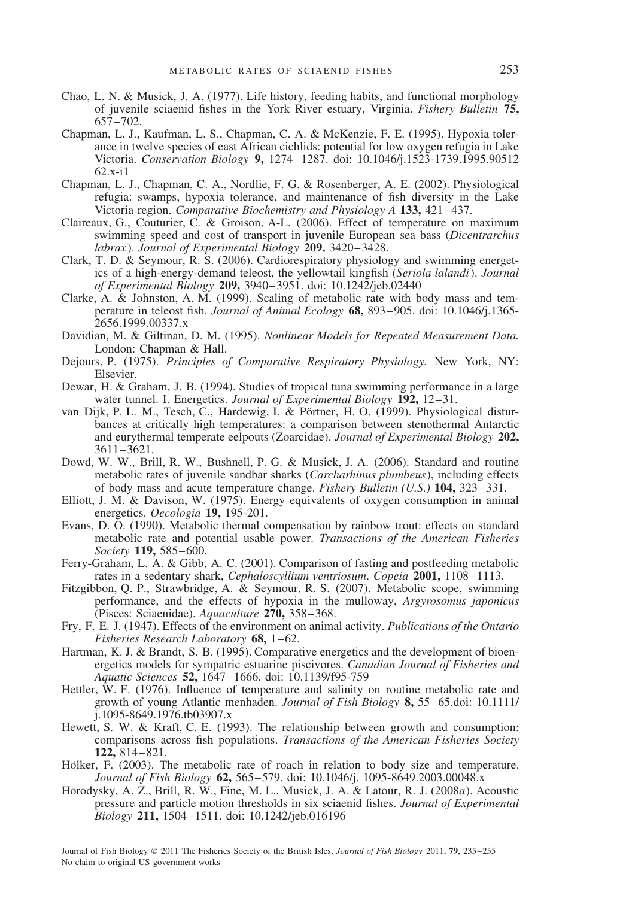Chao, L. N. & Musick, J. A. (1977). Life history, feeding habits, and functional morphology of juvenile sciaenid fishes in the York River estuary, Virginia. *Fishery Bulletin* **75,** 657–702.

Chapman, L. J., Kaufman, L. S., Chapman, C. A. & McKenzie, F. E. (1995). Hypoxia tolerance in twelve species of east African cichlids: potential for low oxygen refugia in Lake Victoria. *Conservation Biology* **9,** 1274–1287. doi: 10.1046/j.1523-1739.1995.9051262.x-i1

Chapman, L. J., Chapman, C. A., Nordlie, F. G. & Rosenberger, A. E. (2002). Physiological refugia: swamps, hypoxia tolerance, and maintenance of fish diversity in the Lake Victoria region. *Comparative Biochemistry and Physiology A* **133,** 421–437.

Claireaux, G., Couturier, C. & Groison, A-L. (2006). Effect of temperature on maximum swimming speed and cost of transport in juvenile European sea bass (*Dicentrarchus labrax*). *Journal of Experimental Biology* **209,** 3420–3428.

Clark, T. D. & Seymour, R. S. (2006). Cardiorespiratory physiology and swimming energetics of a high-energy-demand teleost, the yellowtail kingfish (*Seriola lalandi*). *Journal of Experimental Biology* **209,** 3940–3951. doi: 10.1242/jeb.02440

Clarke, A. & Johnston, A. M. (1999). Scaling of metabolic rate with body mass and temperature in teleost fish. *Journal of Animal Ecology* **68,** 893–905. doi: 10.1046/j.1365-2656.1999.00337.x

Davidian, M. & Giltinan, D. M. (1995). *Nonlinear Models for Repeated Measurement Data.* London: Chapman & Hall.

Dejours, P. (1975). *Principles of Comparative Respiratory Physiology.* New York, NY: Elsevier.

Dewar, H. & Graham, J. B. (1994). Studies of tropical tuna swimming performance in a large water tunnel. I. Energetics. *Journal of Experimental Biology* **192,** 12–31.

van Dijk, P. L. M., Tesch, C., Hardewig, I. & Pörtner, H. O. (1999). Physiological disturbances at critically high temperatures: a comparison between stenothermal Antarctic and eurythermal temperate eelpouts (Zoarcidae). *Journal of Experimental Biology* **202,** 3611–3621.

Dowd, W. W., Brill, R. W., Bushnell, P. G. & Musick, J. A. (2006). Standard and routine metabolic rates of juvenile sandbar sharks (*Carcharhinus plumbeus*), including effects of body mass and acute temperature change. *Fishery Bulletin (U.S.)* **104,** 323–331.

Elliott, J. M. & Davison, W. (1975). Energy equivalents of oxygen consumption in animal energetics. *Oecologia* **19,** 195-201.

Evans, D. O. (1990). Metabolic thermal compensation by rainbow trout: effects on standard metabolic rate and potential usable power. *Transactions of the American Fisheries Society* **119,** 585–600.

Ferry-Graham, L. A. & Gibb, A. C. (2001). Comparison of fasting and postfeeding metabolic rates in a sedentary shark, *Cephaloscyllium ventriosum*. *Copeia* **2001,** 1108–1113.

Fitzgibbon, Q. P., Strawbridge, A. & Seymour, R. S. (2007). Metabolic scope, swimming performance, and the effects of hypoxia in the mulloway, *Argyrosomus japonicus* (Pisces: Sciaenidae). *Aquaculture* **270,** 358–368.

Fry, F. E. J. (1947). Effects of the environment on animal activity. *Publications of the Ontario Fisheries Research Laboratory* **68,** 1–62.

Hartman, K. J. & Brandt, S. B. (1995). Comparative energetics and the development of bioenergetics models for sympatric estuarine piscivores. *Canadian Journal of Fisheries and Aquatic Sciences* **52,** 1647–1666. doi: 10.1139/f95-759

Hettler, W. F. (1976). Influence of temperature and salinity on routine metabolic rate and growth of young Atlantic menhaden. *Journal of Fish Biology* **8,** 55–65.doi: 10.1111/j.1095-8649.1976.tb03907.x

Hewett, S. W. & Kraft, C. E. (1993). The relationship between growth and consumption: comparisons across fish populations. *Transactions of the American Fisheries Society* **122,** 814–821.

Hölker, F. (2003). The metabolic rate of roach in relation to body size and temperature. *Journal of Fish Biology* **62,** 565–579. doi: 10.1046/j. 1095-8649.2003.00048.x

Horodysky, A. Z., Brill, R. W., Fine, M. L., Musick, J. A. & Latour, R. J. (2008*a*). Acoustic pressure and particle motion thresholds in six sciaenid fishes. *Journal of Experimental Biology* **211,** 1504–1511. doi: 10.1242/jeb.016196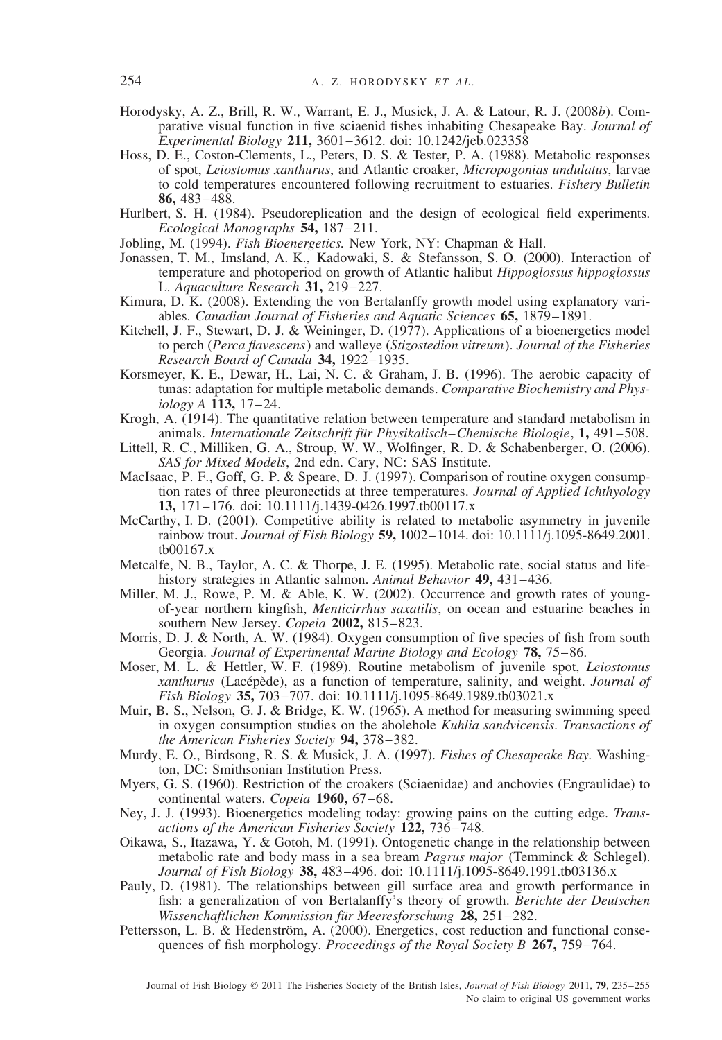Horodysky, A. Z., Brill, R. W., Warrant, E. J., Musick, J. A. & Latour, R. J. (2008*b*). Comparative visual function in five sciaenid fishes inhabiting Chesapeake Bay. *Journal of Experimental Biology* **211,** 3601–3612. doi: 10.1242/jeb.023358

Hoss, D. E., Coston-Clements, L., Peters, D. S. & Tester, P. A. (1988). Metabolic responses of spot, *Leiostomus xanthurus*, and Atlantic croaker, *Micropogonias undulatus*, larvae to cold temperatures encountered following recruitment to estuaries. *Fishery Bulletin* **86,** 483–488.

Hurlbert, S. H. (1984). Pseudoreplication and the design of ecological field experiments. *Ecological Monographs* **54,** 187–211.

Jobling, M. (1994). *Fish Bioenergetics.* New York, NY: Chapman & Hall.

Jonassen, T. M., Imsland, A. K., Kadowaki, S. & Stefansson, S. O. (2000). Interaction of temperature and photoperiod on growth of Atlantic halibut *Hippoglossus hippoglossus* L. *Aquaculture Research* **31,** 219–227.

Kimura, D. K. (2008). Extending the von Bertalanffy growth model using explanatory variables. *Canadian Journal of Fisheries and Aquatic Sciences* **65,** 1879–1891.

Kitchell, J. F., Stewart, D. J. & Weininger, D. (1977). Applications of a bioenergetics model to perch (*Perca flavescens*) and walleye (*Stizostedion vitreum*). *Journal of the Fisheries Research Board of Canada* **34,** 1922–1935.

Korsmeyer, K. E., Dewar, H., Lai, N. C. & Graham, J. B. (1996). The aerobic capacity of tunas: adaptation for multiple metabolic demands. *Comparative Biochemistry and Physiology A* **113,** 17–24.

Krogh, A. (1914). The quantitative relation between temperature and standard metabolism in animals. *Internationale Zeitschrift für Physikalisch–Chemische Biologie*, **1,** 491–508.

Littell, R. C., Milliken, G. A., Stroup, W. W., Wolfinger, R. D. & Schabenberger, O. (2006). *SAS for Mixed Models*, 2nd edn. Cary, NC: SAS Institute.

MacIsaac, P. F., Goff, G. P. & Speare, D. J. (1997). Comparison of routine oxygen consumption rates of three pleuronectids at three temperatures. *Journal of Applied Ichthyology* **13,** 171–176. doi: 10.1111/j.1439-0426.1997.tb00117.x

McCarthy, I. D. (2001). Competitive ability is related to metabolic asymmetry in juvenile rainbow trout. *Journal of Fish Biology* **59,** 1002–1014. doi: 10.1111/j.1095-8649.2001.tb00167.x

Metcalfe, N. B., Taylor, A. C. & Thorpe, J. E. (1995). Metabolic rate, social status and life-history strategies in Atlantic salmon. *Animal Behavior* **49,** 431–436.

Miller, M. J., Rowe, P. M. & Able, K. W. (2002). Occurrence and growth rates of young-of-year northern kingfish, *Menticirrhus saxatilis*, on ocean and estuarine beaches in southern New Jersey. *Copeia* **2002,** 815–823.

Morris, D. J. & North, A. W. (1984). Oxygen consumption of five species of fish from south Georgia. *Journal of Experimental Marine Biology and Ecology* **78,** 75–86.

Moser, M. L. & Hettler, W. F. (1989). Routine metabolism of juvenile spot, *Leiostomus xanthurus* (Lacépède), as a function of temperature, salinity, and weight. *Journal of Fish Biology* **35,** 703–707. doi: 10.1111/j.1095-8649.1989.tb03021.x

Muir, B. S., Nelson, G. J. & Bridge, K. W. (1965). A method for measuring swimming speed in oxygen consumption studies on the aholehole *Kuhlia sandvicensis*. *Transactions of the American Fisheries Society* **94,** 378–382.

Murdy, E. O., Birdsong, R. S. & Musick, J. A. (1997). *Fishes of Chesapeake Bay.* Washington, DC: Smithsonian Institution Press.

Myers, G. S. (1960). Restriction of the croakers (Sciaenidae) and anchovies (Engraulidae) to continental waters. *Copeia* **1960,** 67–68.

Ney, J. J. (1993). Bioenergetics modeling today: growing pains on the cutting edge. *Transactions of the American Fisheries Society* **122,** 736–748.

Oikawa, S., Itazawa, Y. & Gotoh, M. (1991). Ontogenetic change in the relationship between metabolic rate and body mass in a sea bream *Pagrus major* (Temminck & Schlegel). *Journal of Fish Biology* **38,** 483–496. doi: 10.1111/j.1095-8649.1991.tb03136.x

Pauly, D. (1981). The relationships between gill surface area and growth performance in fish: a generalization of von Bertalanffy's theory of growth. *Berichte der Deutschen Wissenchaftlichen Kommission für Meeresforschung* **28,** 251–282.

Pettersson, L. B. & Hedenström, A. (2000). Energetics, cost reduction and functional consequences of fish morphology. *Proceedings of the Royal Society B* **267,** 759–764.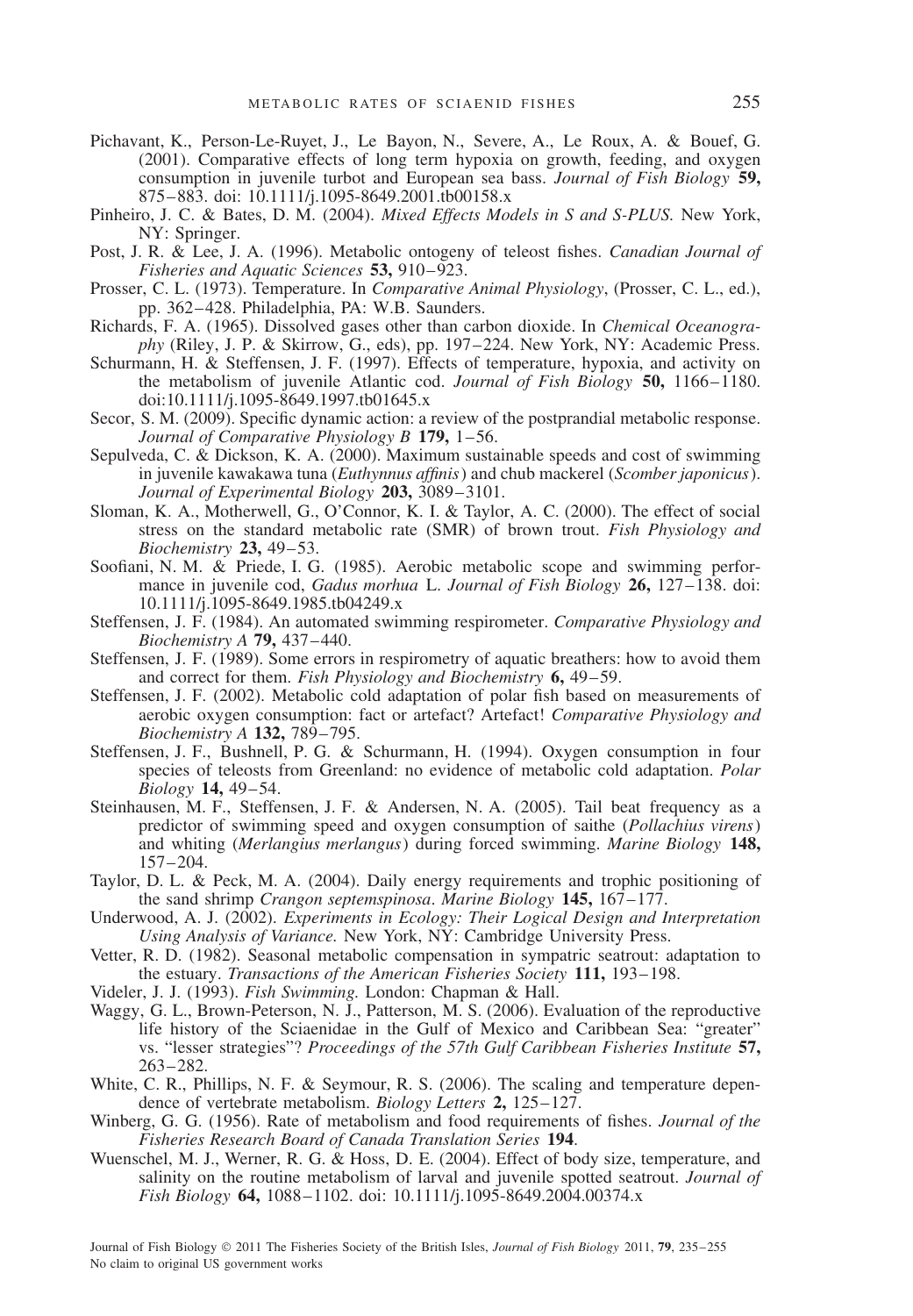Pichavant, K., Person-Le-Ruyet, J., Le Bayon, N., Severe, A., Le Roux, A. & Bouef, G. (2001). Comparative effects of long term hypoxia on growth, feeding, and oxygen consumption in juvenile turbot and European sea bass. *Journal of Fish Biology* **59,** 875–883. doi: 10.1111/j.1095-8649.2001.tb00158.x

Pinheiro, J. C. & Bates, D. M. (2004). *Mixed Effects Models in S and S-PLUS.* New York, NY: Springer.

Post, J. R. & Lee, J. A. (1996). Metabolic ontogeny of teleost fishes. *Canadian Journal of Fisheries and Aquatic Sciences* **53,** 910–923.

Prosser, C. L. (1973). Temperature. In *Comparative Animal Physiology*, (Prosser, C. L., ed.), pp. 362–428. Philadelphia, PA: W.B. Saunders.

Richards, F. A. (1965). Dissolved gases other than carbon dioxide. In *Chemical Oceanography* (Riley, J. P. & Skirrow, G., eds), pp. 197–224. New York, NY: Academic Press.

Schurmann, H. & Steffensen, J. F. (1997). Effects of temperature, hypoxia, and activity on the metabolism of juvenile Atlantic cod. *Journal of Fish Biology* **50,** 1166–1180. doi:10.1111/j.1095-8649.1997.tb01645.x

Secor, S. M. (2009). Specific dynamic action: a review of the postprandial metabolic response. *Journal of Comparative Physiology B* **179,** 1–56.

Sepulveda, C. & Dickson, K. A. (2000). Maximum sustainable speeds and cost of swimming in juvenile kawakawa tuna (*Euthynnus affinis*) and chub mackerel (*Scomber japonicus*). *Journal of Experimental Biology* **203,** 3089–3101.

Sloman, K. A., Motherwell, G., O'Connor, K. I. & Taylor, A. C. (2000). The effect of social stress on the standard metabolic rate (SMR) of brown trout. *Fish Physiology and Biochemistry* **23,** 49–53.

Soofiani, N. M. & Priede, I. G. (1985). Aerobic metabolic scope and swimming performance in juvenile cod, *Gadus morhua* L. *Journal of Fish Biology* **26,** 127–138. doi: 10.1111/j.1095-8649.1985.tb04249.x

Steffensen, J. F. (1984). An automated swimming respirometer. *Comparative Physiology and Biochemistry A* **79,** 437–440.

Steffensen, J. F. (1989). Some errors in respirometry of aquatic breathers: how to avoid them and correct for them. *Fish Physiology and Biochemistry* **6,** 49–59.

Steffensen, J. F. (2002). Metabolic cold adaptation of polar fish based on measurements of aerobic oxygen consumption: fact or artefact? Artefact! *Comparative Physiology and Biochemistry A* **132,** 789–795.

Steffensen, J. F., Bushnell, P. G. & Schurmann, H. (1994). Oxygen consumption in four species of teleosts from Greenland: no evidence of metabolic cold adaptation. *Polar Biology* **14,** 49–54.

Steinhausen, M. F., Steffensen, J. F. & Andersen, N. A. (2005). Tail beat frequency as a predictor of swimming speed and oxygen consumption of saithe (*Pollachius virens*) and whiting (*Merlangius merlangus*) during forced swimming. *Marine Biology* **148,** 157–204.

Taylor, D. L. & Peck, M. A. (2004). Daily energy requirements and trophic positioning of the sand shrimp *Crangon septemspinosa*. *Marine Biology* **145,** 167–177.

Underwood, A. J. (2002). *Experiments in Ecology: Their Logical Design and Interpretation Using Analysis of Variance.* New York, NY: Cambridge University Press.

Vetter, R. D. (1982). Seasonal metabolic compensation in sympatric seatrout: adaptation to the estuary. *Transactions of the American Fisheries Society* **111,** 193–198.

Videler, J. J. (1993). *Fish Swimming.* London: Chapman & Hall.

Waggy, G. L., Brown-Peterson, N. J., Patterson, M. S. (2006). Evaluation of the reproductive life history of the Sciaenidae in the Gulf of Mexico and Caribbean Sea: "greater" vs. "lesser strategies"? *Proceedings of the 57th Gulf Caribbean Fisheries Institute* **57,** 263–282.

White, C. R., Phillips, N. F. & Seymour, R. S. (2006). The scaling and temperature dependence of vertebrate metabolism. *Biology Letters* **2,** 125–127.

Winberg, G. G. (1956). Rate of metabolism and food requirements of fishes. *Journal of the Fisheries Research Board of Canada Translation Series* **194**.

Wuenschel, M. J., Werner, R. G. & Hoss, D. E. (2004). Effect of body size, temperature, and salinity on the routine metabolism of larval and juvenile spotted seatrout. *Journal of Fish Biology* **64,** 1088–1102. doi: 10.1111/j.1095-8649.2004.00374.x